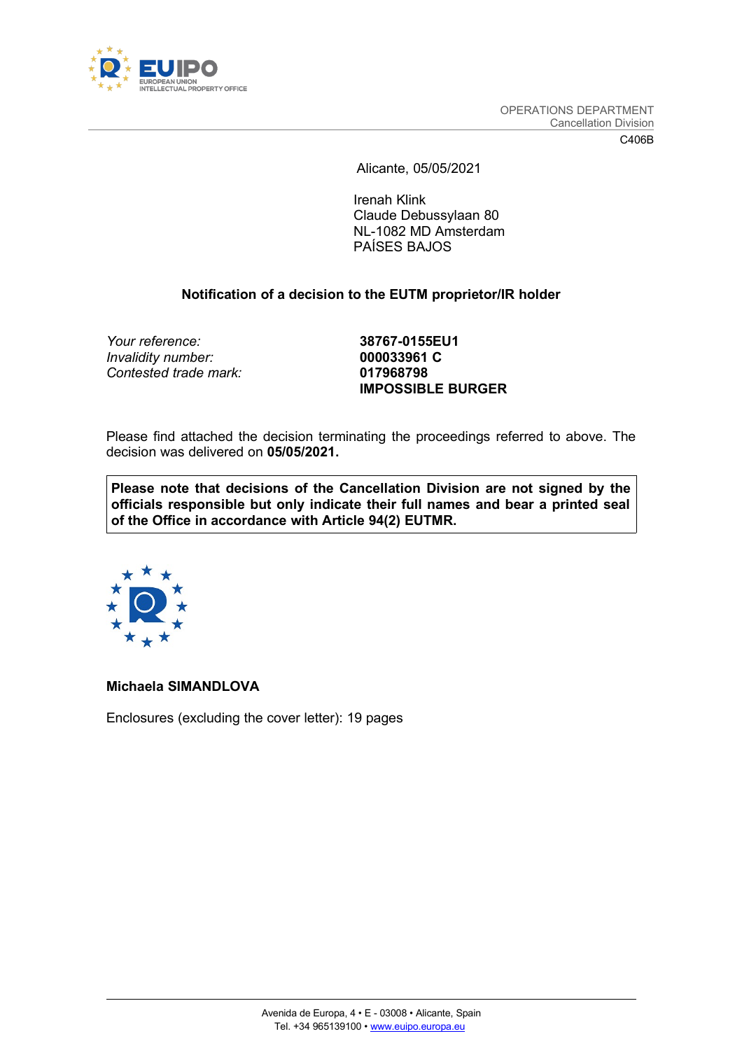OPERATIONS DEPARTMENT
Cancellation Division

C406B

Alicante, 05/05/2021

Irenah Klink
Claude Debussylaan 80
NL-1082 MD Amsterdam
PAÍSES BAJOS

**Notification of a decision to the EUTM proprietor/IR holder**

| | |
|---|---|
| *Your reference:* | **38767-0155EU1** |
| *Invalidity number:* | **000033961 C** |
| *Contested trade mark:* | **017968798** |
| | **IMPOSSIBLE BURGER** |

Please find attached the decision terminating the proceedings referred to above. The decision was delivered on **05/05/2021.**

**Please note that decisions of the Cancellation Division are not signed by the officials responsible but only indicate their full names and bear a printed seal of the Office in accordance with Article 94(2) EUTMR.**

**Michaela SIMANDLOVA**

Enclosures (excluding the cover letter): 19 pages

Avenida de Europa, 4 • E - 03008 • Alicante, Spain
Tel. +34 965139100 • www.euipo.europa.eu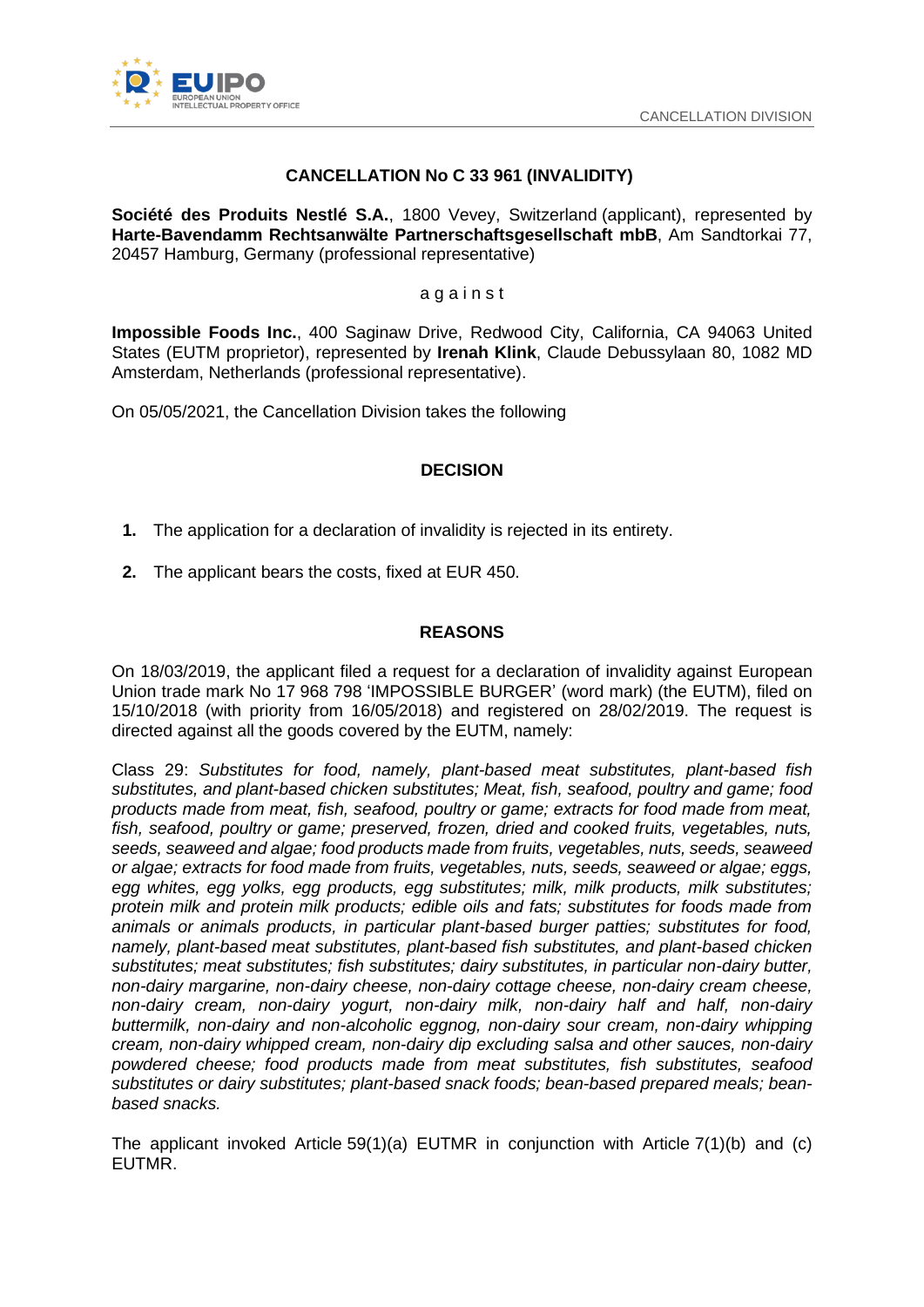# CANCELLATION No C 33 961 (INVALIDITY)

**Société des Produits Nestlé S.A.**, 1800 Vevey, Switzerland (applicant), represented by **Harte-Bavendamm Rechtsanwälte Partnerschaftsgesellschaft mbB**, Am Sandtorkai 77, 20457 Hamburg, Germany (professional representative)

a g a i n s t

**Impossible Foods Inc.**, 400 Saginaw Drive, Redwood City, California, CA 94063 United States (EUTM proprietor), represented by **Irenah Klink**, Claude Debussylaan 80, 1082 MD Amsterdam, Netherlands (professional representative).

On 05/05/2021, the Cancellation Division takes the following

## DECISION

1. The application for a declaration of invalidity is rejected in its entirety.

2. The applicant bears the costs, fixed at EUR 450.

## REASONS

On 18/03/2019, the applicant filed a request for a declaration of invalidity against European Union trade mark No 17 968 798 'IMPOSSIBLE BURGER' (word mark) (the EUTM), filed on 15/10/2018 (with priority from 16/05/2018) and registered on 28/02/2019. The request is directed against all the goods covered by the EUTM, namely:

Class 29: *Substitutes for food, namely, plant-based meat substitutes, plant-based fish substitutes, and plant-based chicken substitutes; Meat, fish, seafood, poultry and game; food products made from meat, fish, seafood, poultry or game; extracts for food made from meat, fish, seafood, poultry or game; preserved, frozen, dried and cooked fruits, vegetables, nuts, seeds, seaweed and algae; food products made from fruits, vegetables, nuts, seeds, seaweed or algae; extracts for food made from fruits, vegetables, nuts, seeds, seaweed or algae; eggs, egg whites, egg yolks, egg products, egg substitutes; milk, milk products, milk substitutes; protein milk and protein milk products; edible oils and fats; substitutes for foods made from animals or animals products, in particular plant-based burger patties; substitutes for food, namely, plant-based meat substitutes, plant-based fish substitutes, and plant-based chicken substitutes; meat substitutes; fish substitutes; dairy substitutes, in particular non-dairy butter, non-dairy margarine, non-dairy cheese, non-dairy cottage cheese, non-dairy cream cheese, non-dairy cream, non-dairy yogurt, non-dairy milk, non-dairy half and half, non-dairy buttermilk, non-dairy and non-alcoholic eggnog, non-dairy sour cream, non-dairy whipping cream, non-dairy whipped cream, non-dairy dip excluding salsa and other sauces, non-dairy powdered cheese; food products made from meat substitutes, fish substitutes, seafood substitutes or dairy substitutes; plant-based snack foods; bean-based prepared meals; bean-based snacks.*

The applicant invoked Article 59(1)(a) EUTMR in conjunction with Article 7(1)(b) and (c) EUTMR.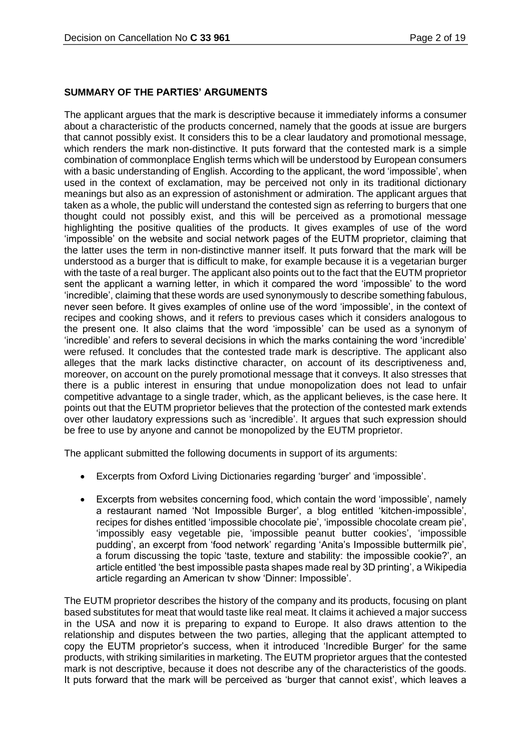## SUMMARY OF THE PARTIES' ARGUMENTS

The applicant argues that the mark is descriptive because it immediately informs a consumer about a characteristic of the products concerned, namely that the goods at issue are burgers that cannot possibly exist. It considers this to be a clear laudatory and promotional message, which renders the mark non-distinctive. It puts forward that the contested mark is a simple combination of commonplace English terms which will be understood by European consumers with a basic understanding of English. According to the applicant, the word 'impossible', when used in the context of exclamation, may be perceived not only in its traditional dictionary meanings but also as an expression of astonishment or admiration. The applicant argues that taken as a whole, the public will understand the contested sign as referring to burgers that one thought could not possibly exist, and this will be perceived as a promotional message highlighting the positive qualities of the products. It gives examples of use of the word 'impossible' on the website and social network pages of the EUTM proprietor, claiming that the latter uses the term in non-distinctive manner itself. It puts forward that the mark will be understood as a burger that is difficult to make, for example because it is a vegetarian burger with the taste of a real burger. The applicant also points out to the fact that the EUTM proprietor sent the applicant a warning letter, in which it compared the word 'impossible' to the word 'incredible', claiming that these words are used synonymously to describe something fabulous, never seen before. It gives examples of online use of the word 'impossible', in the context of recipes and cooking shows, and it refers to previous cases which it considers analogous to the present one. It also claims that the word 'impossible' can be used as a synonym of 'incredible' and refers to several decisions in which the marks containing the word 'incredible' were refused. It concludes that the contested trade mark is descriptive. The applicant also alleges that the mark lacks distinctive character, on account of its descriptiveness and, moreover, on account on the purely promotional message that it conveys. It also stresses that there is a public interest in ensuring that undue monopolization does not lead to unfair competitive advantage to a single trader, which, as the applicant believes, is the case here. It points out that the EUTM proprietor believes that the protection of the contested mark extends over other laudatory expressions such as 'incredible'. It argues that such expression should be free to use by anyone and cannot be monopolized by the EUTM proprietor.

The applicant submitted the following documents in support of its arguments:

- Excerpts from Oxford Living Dictionaries regarding 'burger' and 'impossible'.
- Excerpts from websites concerning food, which contain the word 'impossible', namely a restaurant named 'Not Impossible Burger', a blog entitled 'kitchen-impossible', recipes for dishes entitled 'impossible chocolate pie', 'impossible chocolate cream pie', 'impossibly easy vegetable pie, 'impossible peanut butter cookies', 'impossible pudding', an excerpt from 'food network' regarding 'Anita's Impossible buttermilk pie', a forum discussing the topic 'taste, texture and stability: the impossible cookie?', an article entitled 'the best impossible pasta shapes made real by 3D printing', a Wikipedia article regarding an American tv show 'Dinner: Impossible'.

The EUTM proprietor describes the history of the company and its products, focusing on plant based substitutes for meat that would taste like real meat. It claims it achieved a major success in the USA and now it is preparing to expand to Europe. It also draws attention to the relationship and disputes between the two parties, alleging that the applicant attempted to copy the EUTM proprietor's success, when it introduced 'Incredible Burger' for the same products, with striking similarities in marketing. The EUTM proprietor argues that the contested mark is not descriptive, because it does not describe any of the characteristics of the goods. It puts forward that the mark will be perceived as 'burger that cannot exist', which leaves a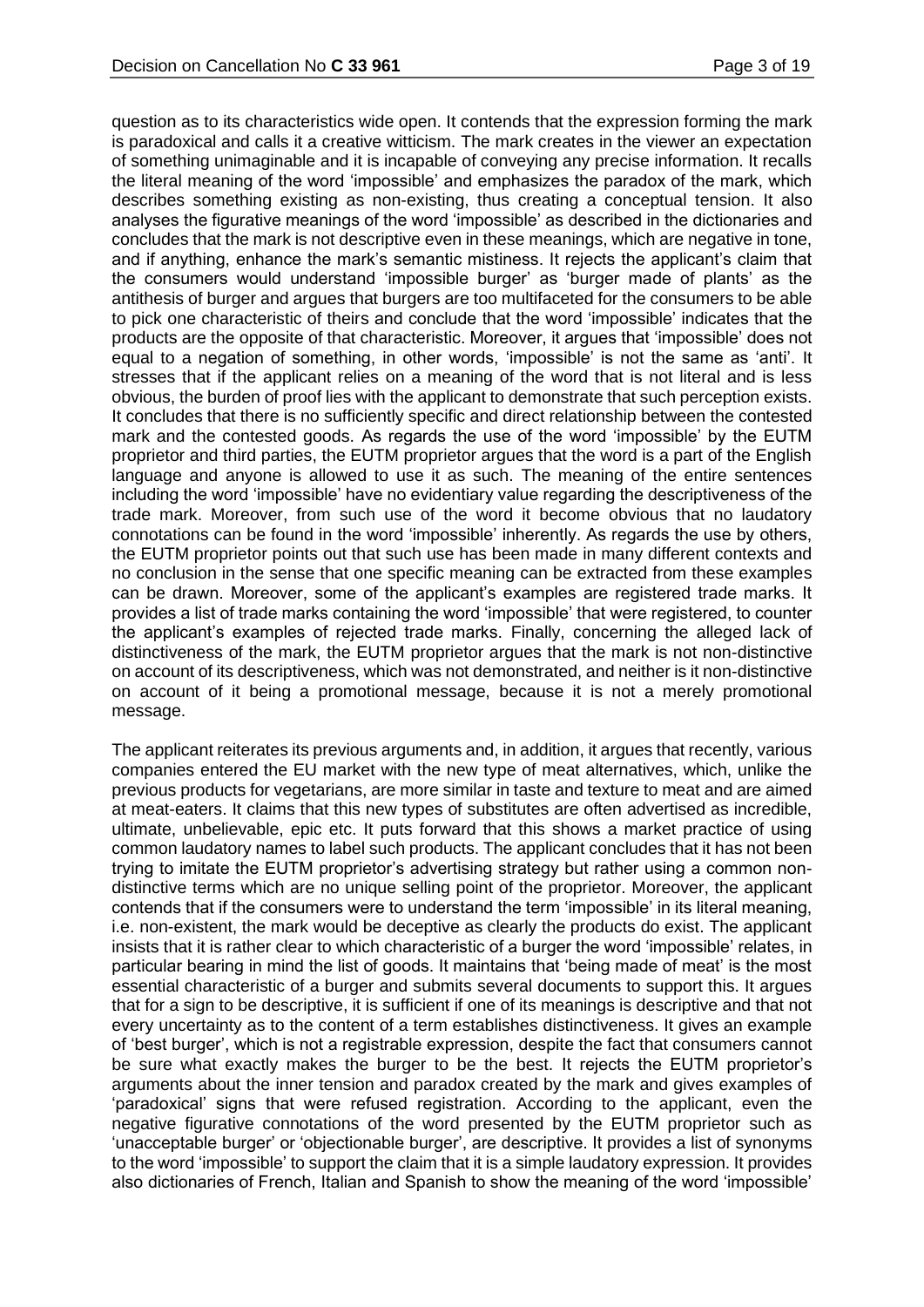question as to its characteristics wide open. It contends that the expression forming the mark is paradoxical and calls it a creative witticism. The mark creates in the viewer an expectation of something unimaginable and it is incapable of conveying any precise information. It recalls the literal meaning of the word 'impossible' and emphasizes the paradox of the mark, which describes something existing as non-existing, thus creating a conceptual tension. It also analyses the figurative meanings of the word 'impossible' as described in the dictionaries and concludes that the mark is not descriptive even in these meanings, which are negative in tone, and if anything, enhance the mark's semantic mistiness. It rejects the applicant's claim that the consumers would understand 'impossible burger' as 'burger made of plants' as the antithesis of burger and argues that burgers are too multifaceted for the consumers to be able to pick one characteristic of theirs and conclude that the word 'impossible' indicates that the products are the opposite of that characteristic. Moreover, it argues that 'impossible' does not equal to a negation of something, in other words, 'impossible' is not the same as 'anti'. It stresses that if the applicant relies on a meaning of the word that is not literal and is less obvious, the burden of proof lies with the applicant to demonstrate that such perception exists. It concludes that there is no sufficiently specific and direct relationship between the contested mark and the contested goods. As regards the use of the word 'impossible' by the EUTM proprietor and third parties, the EUTM proprietor argues that the word is a part of the English language and anyone is allowed to use it as such. The meaning of the entire sentences including the word 'impossible' have no evidentiary value regarding the descriptiveness of the trade mark. Moreover, from such use of the word it become obvious that no laudatory connotations can be found in the word 'impossible' inherently. As regards the use by others, the EUTM proprietor points out that such use has been made in many different contexts and no conclusion in the sense that one specific meaning can be extracted from these examples can be drawn. Moreover, some of the applicant's examples are registered trade marks. It provides a list of trade marks containing the word 'impossible' that were registered, to counter the applicant's examples of rejected trade marks. Finally, concerning the alleged lack of distinctiveness of the mark, the EUTM proprietor argues that the mark is not non-distinctive on account of its descriptiveness, which was not demonstrated, and neither is it non-distinctive on account of it being a promotional message, because it is not a merely promotional message.

The applicant reiterates its previous arguments and, in addition, it argues that recently, various companies entered the EU market with the new type of meat alternatives, which, unlike the previous products for vegetarians, are more similar in taste and texture to meat and are aimed at meat-eaters. It claims that this new types of substitutes are often advertised as incredible, ultimate, unbelievable, epic etc. It puts forward that this shows a market practice of using common laudatory names to label such products. The applicant concludes that it has not been trying to imitate the EUTM proprietor's advertising strategy but rather using a common non-distinctive terms which are no unique selling point of the proprietor. Moreover, the applicant contends that if the consumers were to understand the term 'impossible' in its literal meaning, i.e. non-existent, the mark would be deceptive as clearly the products do exist. The applicant insists that it is rather clear to which characteristic of a burger the word 'impossible' relates, in particular bearing in mind the list of goods. It maintains that 'being made of meat' is the most essential characteristic of a burger and submits several documents to support this. It argues that for a sign to be descriptive, it is sufficient if one of its meanings is descriptive and that not every uncertainty as to the content of a term establishes distinctiveness. It gives an example of 'best burger', which is not a registrable expression, despite the fact that consumers cannot be sure what exactly makes the burger to be the best. It rejects the EUTM proprietor's arguments about the inner tension and paradox created by the mark and gives examples of 'paradoxical' signs that were refused registration. According to the applicant, even the negative figurative connotations of the word presented by the EUTM proprietor such as 'unacceptable burger' or 'objectionable burger', are descriptive. It provides a list of synonyms to the word 'impossible' to support the claim that it is a simple laudatory expression. It provides also dictionaries of French, Italian and Spanish to show the meaning of the word 'impossible'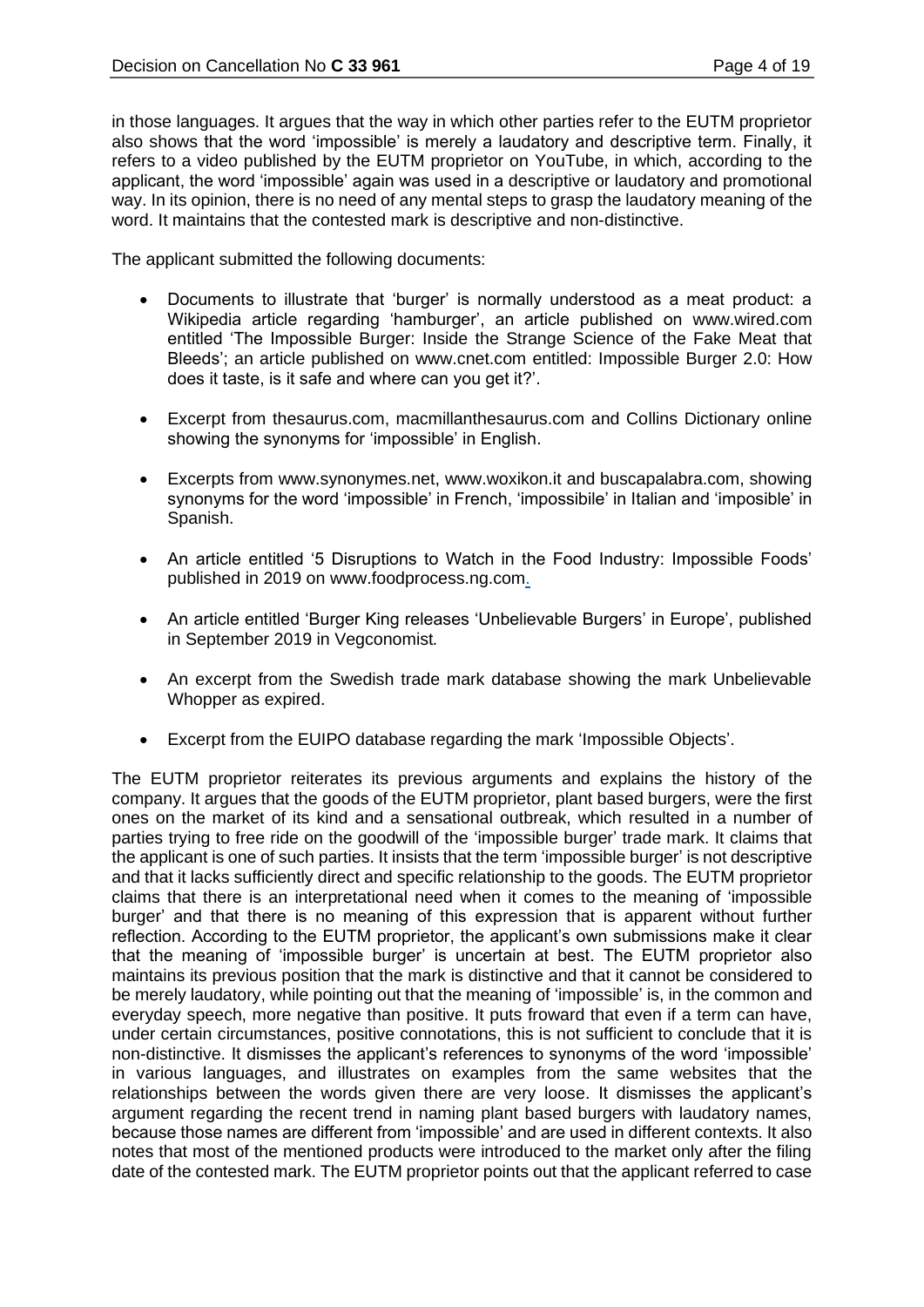in those languages. It argues that the way in which other parties refer to the EUTM proprietor also shows that the word 'impossible' is merely a laudatory and descriptive term. Finally, it refers to a video published by the EUTM proprietor on YouTube, in which, according to the applicant, the word 'impossible' again was used in a descriptive or laudatory and promotional way. In its opinion, there is no need of any mental steps to grasp the laudatory meaning of the word. It maintains that the contested mark is descriptive and non-distinctive.

The applicant submitted the following documents:

- Documents to illustrate that 'burger' is normally understood as a meat product: a Wikipedia article regarding 'hamburger', an article published on www.wired.com entitled 'The Impossible Burger: Inside the Strange Science of the Fake Meat that Bleeds'; an article published on www.cnet.com entitled: Impossible Burger 2.0: How does it taste, is it safe and where can you get it?'.

- Excerpt from thesaurus.com, macmillanthesaurus.com and Collins Dictionary online showing the synonyms for 'impossible' in English.

- Excerpts from www.synonymes.net, www.woxikon.it and buscapalabra.com, showing synonyms for the word 'impossible' in French, 'impossibile' in Italian and 'imposible' in Spanish.

- An article entitled '5 Disruptions to Watch in the Food Industry: Impossible Foods' published in 2019 on www.foodprocess.ng.com.

- An article entitled 'Burger King releases 'Unbelievable Burgers' in Europe', published in September 2019 in *Vegconomist*.

- An excerpt from the Swedish trade mark database showing the mark Unbelievable Whopper as expired.

- Excerpt from the EUIPO database regarding the mark 'Impossible Objects'.

The EUTM proprietor reiterates its previous arguments and explains the history of the company. It argues that the goods of the EUTM proprietor, plant based burgers, were the first ones on the market of its kind and a sensational outbreak, which resulted in a number of parties trying to free ride on the goodwill of the 'impossible burger' trade mark. It claims that the applicant is one of such parties. It insists that the term 'impossible burger' is not descriptive and that it lacks sufficiently direct and specific relationship to the goods. The EUTM proprietor claims that there is an interpretational need when it comes to the meaning of 'impossible burger' and that there is no meaning of this expression that is apparent without further reflection. According to the EUTM proprietor, the applicant's own submissions make it clear that the meaning of 'impossible burger' is uncertain at best. The EUTM proprietor also maintains its previous position that the mark is distinctive and that it cannot be considered to be merely laudatory, while pointing out that the meaning of 'impossible' is, in the common and everyday speech, more negative than positive. It puts froward that even if a term can have, under certain circumstances, positive connotations, this is not sufficient to conclude that it is non-distinctive. It dismisses the applicant's references to synonyms of the word 'impossible' in various languages, and illustrates on examples from the same websites that the relationships between the words given there are very loose. It dismisses the applicant's argument regarding the recent trend in naming plant based burgers with laudatory names, because those names are different from 'impossible' and are used in different contexts. It also notes that most of the mentioned products were introduced to the market only after the filing date of the contested mark. The EUTM proprietor points out that the applicant referred to case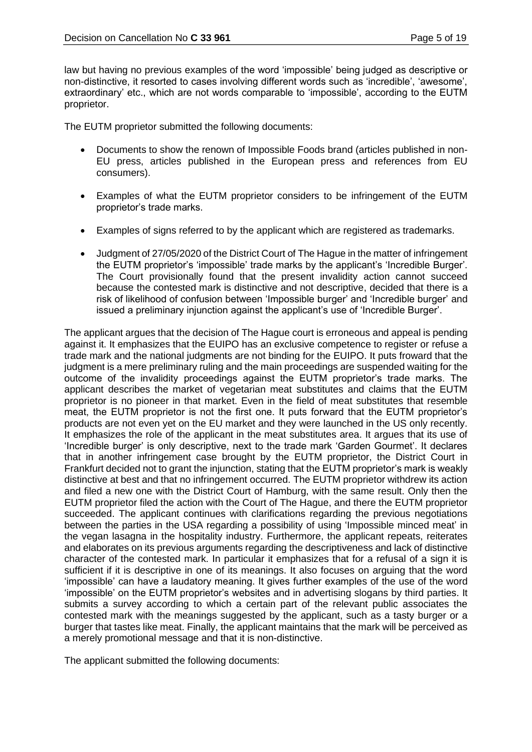law but having no previous examples of the word 'impossible' being judged as descriptive or non-distinctive, it resorted to cases involving different words such as 'incredible', 'awesome', extraordinary' etc., which are not words comparable to 'impossible', according to the EUTM proprietor.

The EUTM proprietor submitted the following documents:

- Documents to show the renown of Impossible Foods brand (articles published in non-EU press, articles published in the European press and references from EU consumers).
- Examples of what the EUTM proprietor considers to be infringement of the EUTM proprietor's trade marks.
- Examples of signs referred to by the applicant which are registered as trademarks.
- Judgment of 27/05/2020 of the District Court of The Hague in the matter of infringement the EUTM proprietor's 'impossible' trade marks by the applicant's 'Incredible Burger'. The Court provisionally found that the present invalidity action cannot succeed because the contested mark is distinctive and not descriptive, decided that there is a risk of likelihood of confusion between 'Impossible burger' and 'Incredible burger' and issued a preliminary injunction against the applicant's use of 'Incredible Burger'.

The applicant argues that the decision of The Hague court is erroneous and appeal is pending against it. It emphasizes that the EUIPO has an exclusive competence to register or refuse a trade mark and the national judgments are not binding for the EUIPO. It puts froward that the judgment is a mere preliminary ruling and the main proceedings are suspended waiting for the outcome of the invalidity proceedings against the EUTM proprietor's trade marks. The applicant describes the market of vegetarian meat substitutes and claims that the EUTM proprietor is no pioneer in that market. Even in the field of meat substitutes that resemble meat, the EUTM proprietor is not the first one. It puts forward that the EUTM proprietor's products are not even yet on the EU market and they were launched in the US only recently. It emphasizes the role of the applicant in the meat substitutes area. It argues that its use of 'Incredible burger' is only descriptive, next to the trade mark 'Garden Gourmet'. It declares that in another infringement case brought by the EUTM proprietor, the District Court in Frankfurt decided not to grant the injunction, stating that the EUTM proprietor's mark is weakly distinctive at best and that no infringement occurred. The EUTM proprietor withdrew its action and filed a new one with the District Court of Hamburg, with the same result. Only then the EUTM proprietor filed the action with the Court of The Hague, and there the EUTM proprietor succeeded. The applicant continues with clarifications regarding the previous negotiations between the parties in the USA regarding a possibility of using 'Impossible minced meat' in the vegan lasagna in the hospitality industry. Furthermore, the applicant repeats, reiterates and elaborates on its previous arguments regarding the descriptiveness and lack of distinctive character of the contested mark. In particular it emphasizes that for a refusal of a sign it is sufficient if it is descriptive in one of its meanings. It also focuses on arguing that the word 'impossible' can have a laudatory meaning. It gives further examples of the use of the word 'impossible' on the EUTM proprietor's websites and in advertising slogans by third parties. It submits a survey according to which a certain part of the relevant public associates the contested mark with the meanings suggested by the applicant, such as a tasty burger or a burger that tastes like meat. Finally, the applicant maintains that the mark will be perceived as a merely promotional message and that it is non-distinctive.

The applicant submitted the following documents: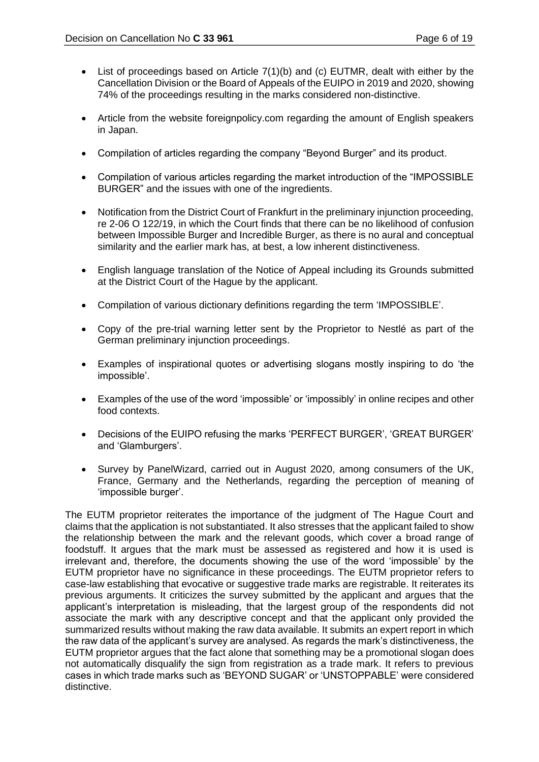- List of proceedings based on Article 7(1)(b) and (c) EUTMR, dealt with either by the Cancellation Division or the Board of Appeals of the EUIPO in 2019 and 2020, showing 74% of the proceedings resulting in the marks considered non-distinctive.

- Article from the website foreignpolicy.com regarding the amount of English speakers in Japan.

- Compilation of articles regarding the company "Beyond Burger" and its product.

- Compilation of various articles regarding the market introduction of the "IMPOSSIBLE BURGER" and the issues with one of the ingredients.

- Notification from the District Court of Frankfurt in the preliminary injunction proceeding, re 2-06 O 122/19, in which the Court finds that there can be no likelihood of confusion between Impossible Burger and Incredible Burger, as there is no aural and conceptual similarity and the earlier mark has, at best, a low inherent distinctiveness.

- English language translation of the Notice of Appeal including its Grounds submitted at the District Court of the Hague by the applicant.

- Compilation of various dictionary definitions regarding the term 'IMPOSSIBLE'.

- Copy of the pre-trial warning letter sent by the Proprietor to Nestlé as part of the German preliminary injunction proceedings.

- Examples of inspirational quotes or advertising slogans mostly inspiring to do 'the impossible'.

- Examples of the use of the word 'impossible' or 'impossibly' in online recipes and other food contexts.

- Decisions of the EUIPO refusing the marks 'PERFECT BURGER', 'GREAT BURGER' and 'Glamburgers'.

- Survey by PanelWizard, carried out in August 2020, among consumers of the UK, France, Germany and the Netherlands, regarding the perception of meaning of 'impossible burger'.

The EUTM proprietor reiterates the importance of the judgment of The Hague Court and claims that the application is not substantiated. It also stresses that the applicant failed to show the relationship between the mark and the relevant goods, which cover a broad range of foodstuff. It argues that the mark must be assessed as registered and how it is used is irrelevant and, therefore, the documents showing the use of the word 'impossible' by the EUTM proprietor have no significance in these proceedings. The EUTM proprietor refers to case-law establishing that evocative or suggestive trade marks are registrable. It reiterates its previous arguments. It criticizes the survey submitted by the applicant and argues that the applicant's interpretation is misleading, that the largest group of the respondents did not associate the mark with any descriptive concept and that the applicant only provided the summarized results without making the raw data available. It submits an expert report in which the raw data of the applicant's survey are analysed. As regards the mark's distinctiveness, the EUTM proprietor argues that the fact alone that something may be a promotional slogan does not automatically disqualify the sign from registration as a trade mark. It refers to previous cases in which trade marks such as 'BEYOND SUGAR' or 'UNSTOPPABLE' were considered distinctive.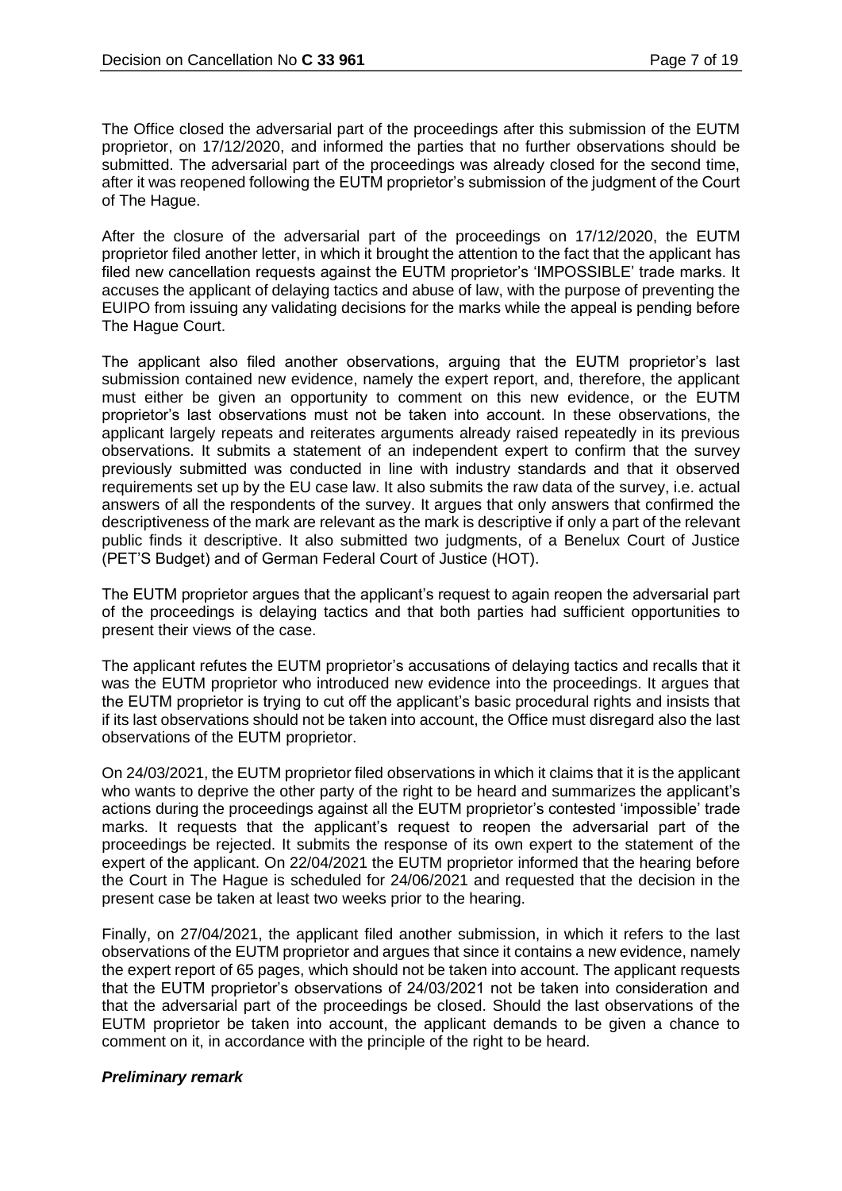The Office closed the adversarial part of the proceedings after this submission of the EUTM proprietor, on 17/12/2020, and informed the parties that no further observations should be submitted. The adversarial part of the proceedings was already closed for the second time, after it was reopened following the EUTM proprietor's submission of the judgment of the Court of The Hague.

After the closure of the adversarial part of the proceedings on 17/12/2020, the EUTM proprietor filed another letter, in which it brought the attention to the fact that the applicant has filed new cancellation requests against the EUTM proprietor's 'IMPOSSIBLE' trade marks. It accuses the applicant of delaying tactics and abuse of law, with the purpose of preventing the EUIPO from issuing any validating decisions for the marks while the appeal is pending before The Hague Court.

The applicant also filed another observations, arguing that the EUTM proprietor's last submission contained new evidence, namely the expert report, and, therefore, the applicant must either be given an opportunity to comment on this new evidence, or the EUTM proprietor's last observations must not be taken into account. In these observations, the applicant largely repeats and reiterates arguments already raised repeatedly in its previous observations. It submits a statement of an independent expert to confirm that the survey previously submitted was conducted in line with industry standards and that it observed requirements set up by the EU case law. It also submits the raw data of the survey, i.e. actual answers of all the respondents of the survey. It argues that only answers that confirmed the descriptiveness of the mark are relevant as the mark is descriptive if only a part of the relevant public finds it descriptive. It also submitted two judgments, of a Benelux Court of Justice (PET'S Budget) and of German Federal Court of Justice (HOT).

The EUTM proprietor argues that the applicant's request to again reopen the adversarial part of the proceedings is delaying tactics and that both parties had sufficient opportunities to present their views of the case.

The applicant refutes the EUTM proprietor's accusations of delaying tactics and recalls that it was the EUTM proprietor who introduced new evidence into the proceedings. It argues that the EUTM proprietor is trying to cut off the applicant's basic procedural rights and insists that if its last observations should not be taken into account, the Office must disregard also the last observations of the EUTM proprietor.

On 24/03/2021, the EUTM proprietor filed observations in which it claims that it is the applicant who wants to deprive the other party of the right to be heard and summarizes the applicant's actions during the proceedings against all the EUTM proprietor's contested 'impossible' trade marks. It requests that the applicant's request to reopen the adversarial part of the proceedings be rejected. It submits the response of its own expert to the statement of the expert of the applicant. On 22/04/2021 the EUTM proprietor informed that the hearing before the Court in The Hague is scheduled for 24/06/2021 and requested that the decision in the present case be taken at least two weeks prior to the hearing.

Finally, on 27/04/2021, the applicant filed another submission, in which it refers to the last observations of the EUTM proprietor and argues that since it contains a new evidence, namely the expert report of 65 pages, which should not be taken into account. The applicant requests that the EUTM proprietor's observations of 24/03/2021 not be taken into consideration and that the adversarial part of the proceedings be closed. Should the last observations of the EUTM proprietor be taken into account, the applicant demands to be given a chance to comment on it, in accordance with the principle of the right to be heard.

***Preliminary remark***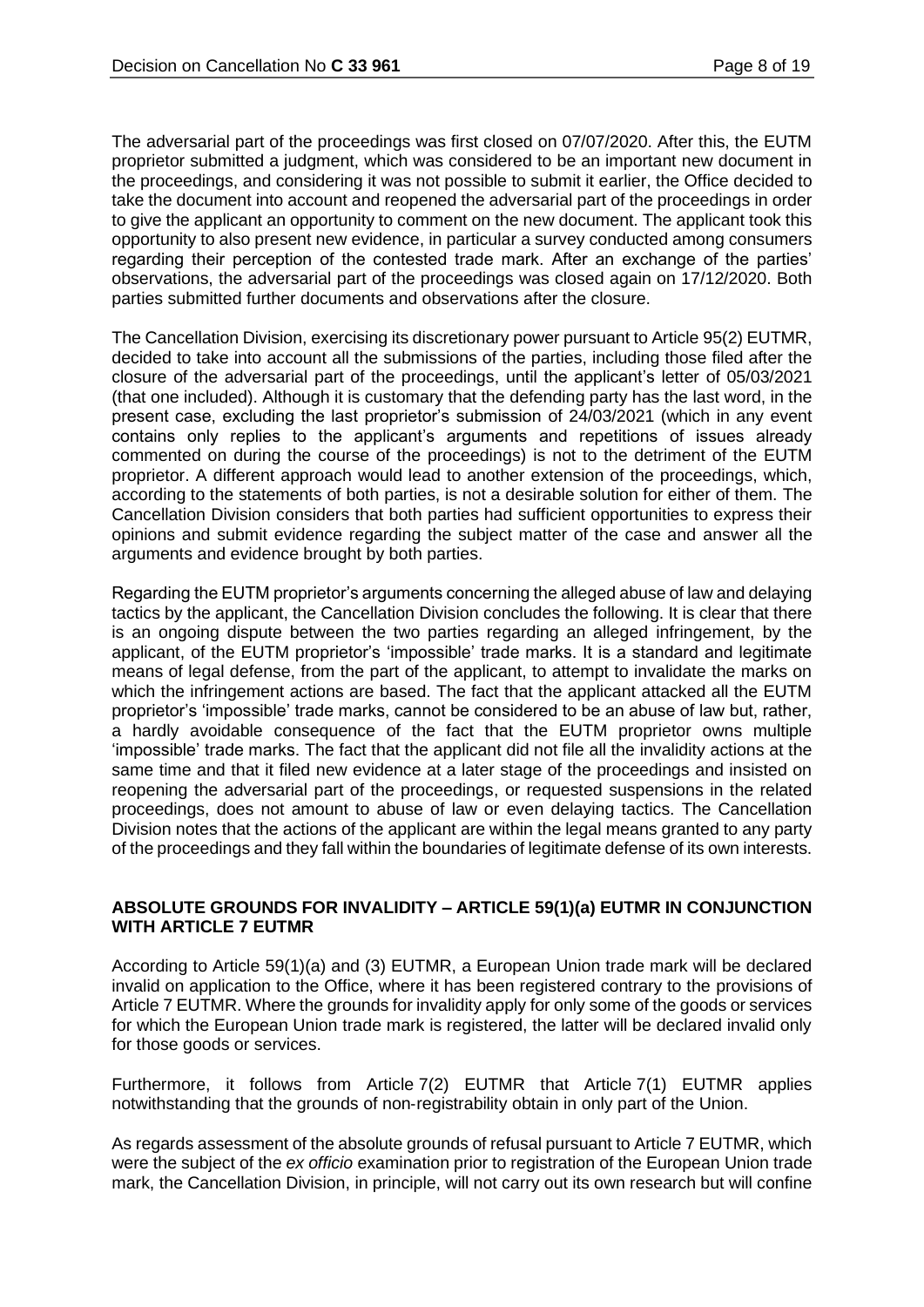The adversarial part of the proceedings was first closed on 07/07/2020. After this, the EUTM proprietor submitted a judgment, which was considered to be an important new document in the proceedings, and considering it was not possible to submit it earlier, the Office decided to take the document into account and reopened the adversarial part of the proceedings in order to give the applicant an opportunity to comment on the new document. The applicant took this opportunity to also present new evidence, in particular a survey conducted among consumers regarding their perception of the contested trade mark. After an exchange of the parties' observations, the adversarial part of the proceedings was closed again on 17/12/2020. Both parties submitted further documents and observations after the closure.

The Cancellation Division, exercising its discretionary power pursuant to Article 95(2) EUTMR, decided to take into account all the submissions of the parties, including those filed after the closure of the adversarial part of the proceedings, until the applicant's letter of 05/03/2021 (that one included). Although it is customary that the defending party has the last word, in the present case, excluding the last proprietor's submission of 24/03/2021 (which in any event contains only replies to the applicant's arguments and repetitions of issues already commented on during the course of the proceedings) is not to the detriment of the EUTM proprietor. A different approach would lead to another extension of the proceedings, which, according to the statements of both parties, is not a desirable solution for either of them. The Cancellation Division considers that both parties had sufficient opportunities to express their opinions and submit evidence regarding the subject matter of the case and answer all the arguments and evidence brought by both parties.

Regarding the EUTM proprietor's arguments concerning the alleged abuse of law and delaying tactics by the applicant, the Cancellation Division concludes the following. It is clear that there is an ongoing dispute between the two parties regarding an alleged infringement, by the applicant, of the EUTM proprietor's 'impossible' trade marks. It is a standard and legitimate means of legal defense, from the part of the applicant, to attempt to invalidate the marks on which the infringement actions are based. The fact that the applicant attacked all the EUTM proprietor's 'impossible' trade marks, cannot be considered to be an abuse of law but, rather, a hardly avoidable consequence of the fact that the EUTM proprietor owns multiple 'impossible' trade marks. The fact that the applicant did not file all the invalidity actions at the same time and that it filed new evidence at a later stage of the proceedings and insisted on reopening the adversarial part of the proceedings, or requested suspensions in the related proceedings, does not amount to abuse of law or even delaying tactics. The Cancellation Division notes that the actions of the applicant are within the legal means granted to any party of the proceedings and they fall within the boundaries of legitimate defense of its own interests.

## ABSOLUTE GROUNDS FOR INVALIDITY – ARTICLE 59(1)(a) EUTMR IN CONJUNCTION WITH ARTICLE 7 EUTMR

According to Article 59(1)(a) and (3) EUTMR, a European Union trade mark will be declared invalid on application to the Office, where it has been registered contrary to the provisions of Article 7 EUTMR. Where the grounds for invalidity apply for only some of the goods or services for which the European Union trade mark is registered, the latter will be declared invalid only for those goods or services.

Furthermore, it follows from Article 7(2) EUTMR that Article 7(1) EUTMR applies notwithstanding that the grounds of non-registrability obtain in only part of the Union.

As regards assessment of the absolute grounds of refusal pursuant to Article 7 EUTMR, which were the subject of the *ex officio* examination prior to registration of the European Union trade mark, the Cancellation Division, in principle, will not carry out its own research but will confine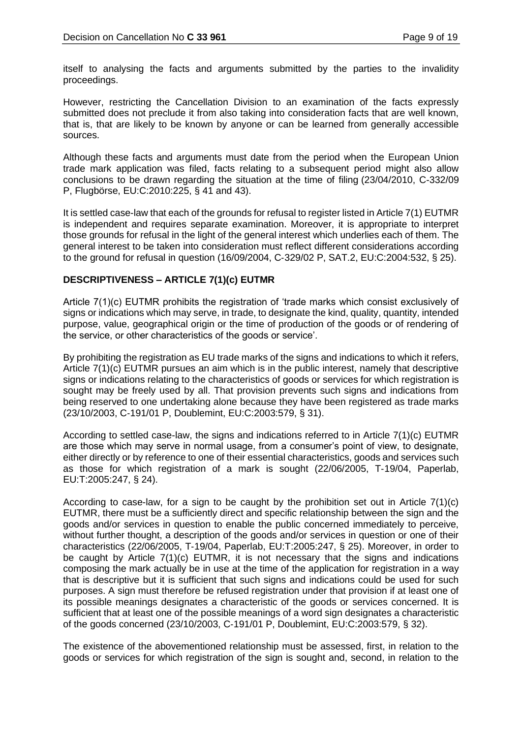itself to analysing the facts and arguments submitted by the parties to the invalidity proceedings.

However, restricting the Cancellation Division to an examination of the facts expressly submitted does not preclude it from also taking into consideration facts that are well known, that is, that are likely to be known by anyone or can be learned from generally accessible sources.

Although these facts and arguments must date from the period when the European Union trade mark application was filed, facts relating to a subsequent period might also allow conclusions to be drawn regarding the situation at the time of filing (23/04/2010, C‑332/09 P, Flugbörse, EU:C:2010:225, § 41 and 43).

It is settled case-law that each of the grounds for refusal to register listed in Article 7(1) EUTMR is independent and requires separate examination. Moreover, it is appropriate to interpret those grounds for refusal in the light of the general interest which underlies each of them. The general interest to be taken into consideration must reflect different considerations according to the ground for refusal in question (16/09/2004, C‑329/02 P, SAT.2, EU:C:2004:532, § 25).

## DESCRIPTIVENESS – ARTICLE 7(1)(c) EUTMR

Article 7(1)(c) EUTMR prohibits the registration of 'trade marks which consist exclusively of signs or indications which may serve, in trade, to designate the kind, quality, quantity, intended purpose, value, geographical origin or the time of production of the goods or of rendering of the service, or other characteristics of the goods or service'.

By prohibiting the registration as EU trade marks of the signs and indications to which it refers, Article 7(1)(c) EUTMR pursues an aim which is in the public interest, namely that descriptive signs or indications relating to the characteristics of goods or services for which registration is sought may be freely used by all. That provision prevents such signs and indications from being reserved to one undertaking alone because they have been registered as trade marks (23/10/2003, C‑191/01 P, Doublemint, EU:C:2003:579, § 31).

According to settled case-law, the signs and indications referred to in Article 7(1)(c) EUTMR are those which may serve in normal usage, from a consumer's point of view, to designate, either directly or by reference to one of their essential characteristics, goods and services such as those for which registration of a mark is sought (22/06/2005, T‑19/04, Paperlab, EU:T:2005:247, § 24).

According to case-law, for a sign to be caught by the prohibition set out in Article 7(1)(c) EUTMR, there must be a sufficiently direct and specific relationship between the sign and the goods and/or services in question to enable the public concerned immediately to perceive, without further thought, a description of the goods and/or services in question or one of their characteristics (22/06/2005, T‑19/04, Paperlab, EU:T:2005:247, § 25). Moreover, in order to be caught by Article 7(1)(c) EUTMR, it is not necessary that the signs and indications composing the mark actually be in use at the time of the application for registration in a way that is descriptive but it is sufficient that such signs and indications could be used for such purposes. A sign must therefore be refused registration under that provision if at least one of its possible meanings designates a characteristic of the goods or services concerned. It is sufficient that at least one of the possible meanings of a word sign designates a characteristic of the goods concerned (23/10/2003, C‑191/01 P, Doublemint, EU:C:2003:579, § 32).

The existence of the abovementioned relationship must be assessed, first, in relation to the goods or services for which registration of the sign is sought and, second, in relation to the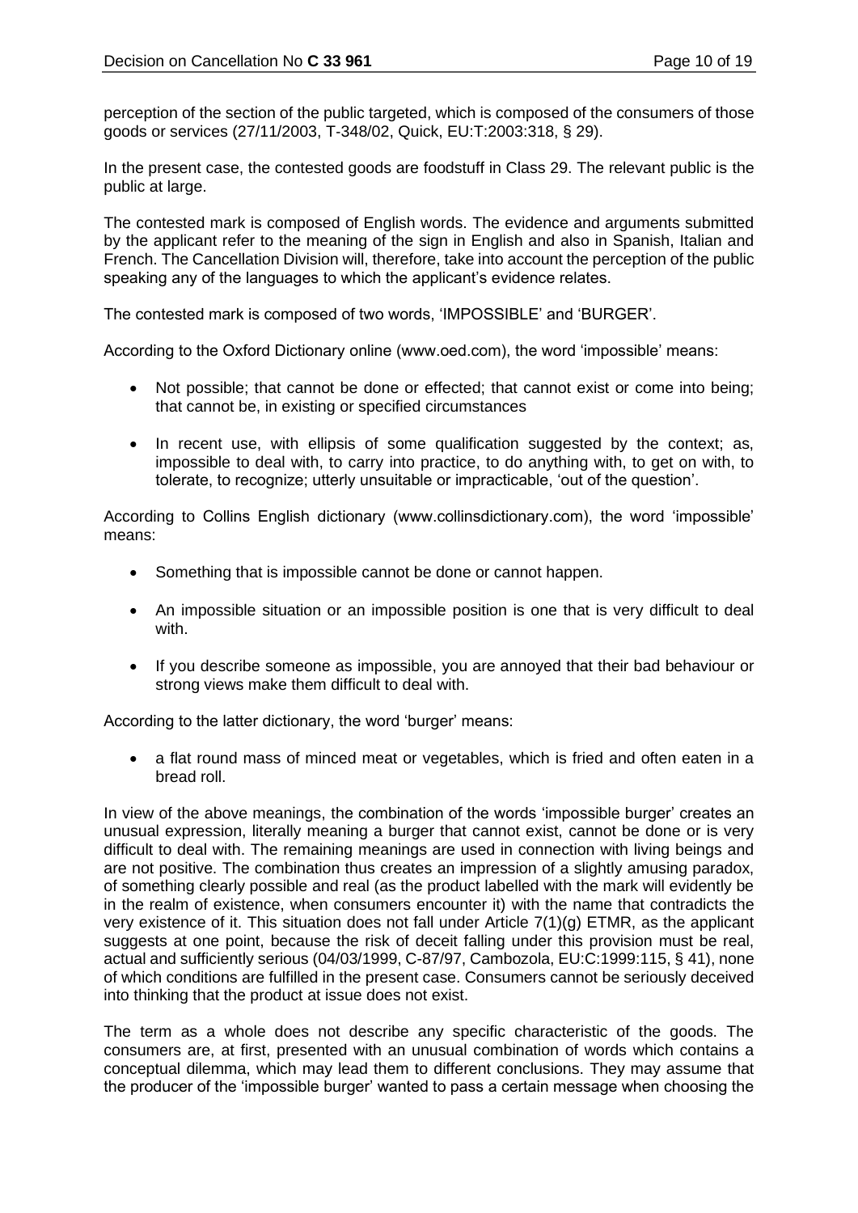perception of the section of the public targeted, which is composed of the consumers of those goods or services (27/11/2003, T-348/02, Quick, EU:T:2003:318, § 29).

In the present case, the contested goods are foodstuff in Class 29. The relevant public is the public at large.

The contested mark is composed of English words. The evidence and arguments submitted by the applicant refer to the meaning of the sign in English and also in Spanish, Italian and French. The Cancellation Division will, therefore, take into account the perception of the public speaking any of the languages to which the applicant's evidence relates.

The contested mark is composed of two words, 'IMPOSSIBLE' and 'BURGER'.

According to the Oxford Dictionary online (www.oed.com), the word 'impossible' means:

- Not possible; that cannot be done or effected; that cannot exist or come into being; that cannot be, in existing or specified circumstances
- In recent use, with ellipsis of some qualification suggested by the context; as, impossible to deal with, to carry into practice, to do anything with, to get on with, to tolerate, to recognize; utterly unsuitable or impracticable, 'out of the question'.

According to Collins English dictionary (www.collinsdictionary.com), the word 'impossible' means:

- Something that is impossible cannot be done or cannot happen.
- An impossible situation or an impossible position is one that is very difficult to deal with.
- If you describe someone as impossible, you are annoyed that their bad behaviour or strong views make them difficult to deal with.

According to the latter dictionary, the word 'burger' means:

- a flat round mass of minced meat or vegetables, which is fried and often eaten in a bread roll.

In view of the above meanings, the combination of the words 'impossible burger' creates an unusual expression, literally meaning a burger that cannot exist, cannot be done or is very difficult to deal with. The remaining meanings are used in connection with living beings and are not positive. The combination thus creates an impression of a slightly amusing paradox, of something clearly possible and real (as the product labelled with the mark will evidently be in the realm of existence, when consumers encounter it) with the name that contradicts the very existence of it. This situation does not fall under Article 7(1)(g) ETMR, as the applicant suggests at one point, because the risk of deceit falling under this provision must be real, actual and sufficiently serious (04/03/1999, C-87/97, Cambozola, EU:C:1999:115, § 41), none of which conditions are fulfilled in the present case. Consumers cannot be seriously deceived into thinking that the product at issue does not exist.

The term as a whole does not describe any specific characteristic of the goods. The consumers are, at first, presented with an unusual combination of words which contains a conceptual dilemma, which may lead them to different conclusions. They may assume that the producer of the 'impossible burger' wanted to pass a certain message when choosing the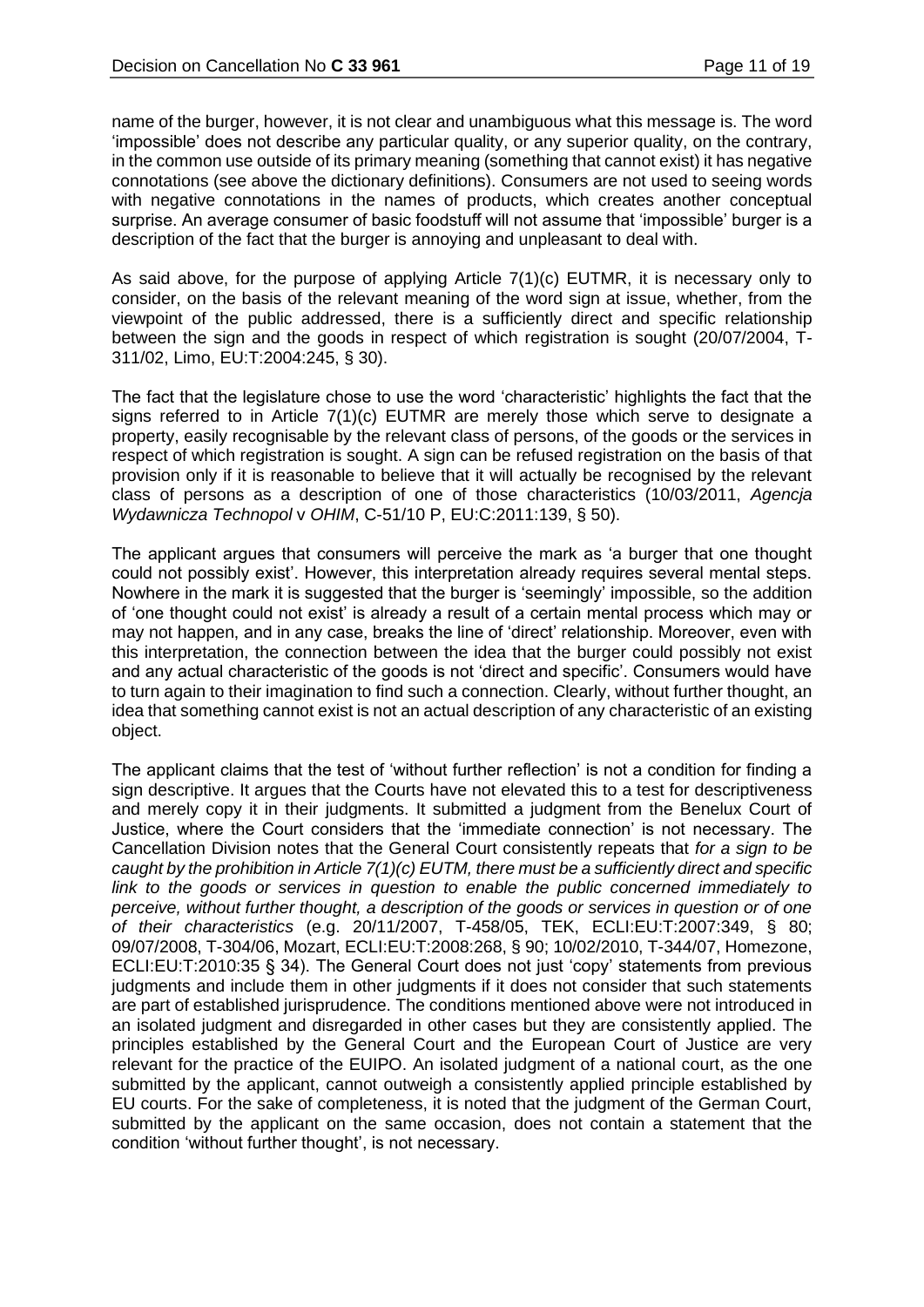name of the burger, however, it is not clear and unambiguous what this message is. The word 'impossible' does not describe any particular quality, or any superior quality, on the contrary, in the common use outside of its primary meaning (something that cannot exist) it has negative connotations (see above the dictionary definitions). Consumers are not used to seeing words with negative connotations in the names of products, which creates another conceptual surprise. An average consumer of basic foodstuff will not assume that 'impossible' burger is a description of the fact that the burger is annoying and unpleasant to deal with.

As said above, for the purpose of applying Article 7(1)(c) EUTMR, it is necessary only to consider, on the basis of the relevant meaning of the word sign at issue, whether, from the viewpoint of the public addressed, there is a sufficiently direct and specific relationship between the sign and the goods in respect of which registration is sought (20/07/2004, T-311/02, Limo, EU:T:2004:245, § 30).

The fact that the legislature chose to use the word 'characteristic' highlights the fact that the signs referred to in Article 7(1)(c) EUTMR are merely those which serve to designate a property, easily recognisable by the relevant class of persons, of the goods or the services in respect of which registration is sought. A sign can be refused registration on the basis of that provision only if it is reasonable to believe that it will actually be recognised by the relevant class of persons as a description of one of those characteristics (10/03/2011, *Agencja Wydawnicza Technopol* v *OHIM*, C-51/10 P, EU:C:2011:139, § 50).

The applicant argues that consumers will perceive the mark as 'a burger that one thought could not possibly exist'. However, this interpretation already requires several mental steps. Nowhere in the mark it is suggested that the burger is 'seemingly' impossible, so the addition of 'one thought could not exist' is already a result of a certain mental process which may or may not happen, and in any case, breaks the line of 'direct' relationship. Moreover, even with this interpretation, the connection between the idea that the burger could possibly not exist and any actual characteristic of the goods is not 'direct and specific'. Consumers would have to turn again to their imagination to find such a connection. Clearly, without further thought, an idea that something cannot exist is not an actual description of any characteristic of an existing object.

The applicant claims that the test of 'without further reflection' is not a condition for finding a sign descriptive. It argues that the Courts have not elevated this to a test for descriptiveness and merely copy it in their judgments. It submitted a judgment from the Benelux Court of Justice, where the Court considers that the 'immediate connection' is not necessary. The Cancellation Division notes that the General Court consistently repeats that *for a sign to be caught by the prohibition in Article 7(1)(c) EUTM, there must be a sufficiently direct and specific link to the goods or services in question to enable the public concerned immediately to perceive, without further thought, a description of the goods or services in question or of one of their characteristics* (e.g. 20/11/2007, T-458/05, TEK, ECLI:EU:T:2007:349, § 80; 09/07/2008, T-304/06, Mozart, ECLI:EU:T:2008:268, § 90; 10/02/2010, T-344/07, Homezone, ECLI:EU:T:2010:35 § 34). The General Court does not just 'copy' statements from previous judgments and include them in other judgments if it does not consider that such statements are part of established jurisprudence. The conditions mentioned above were not introduced in an isolated judgment and disregarded in other cases but they are consistently applied. The principles established by the General Court and the European Court of Justice are very relevant for the practice of the EUIPO. An isolated judgment of a national court, as the one submitted by the applicant, cannot outweigh a consistently applied principle established by EU courts. For the sake of completeness, it is noted that the judgment of the German Court, submitted by the applicant on the same occasion, does not contain a statement that the condition 'without further thought', is not necessary.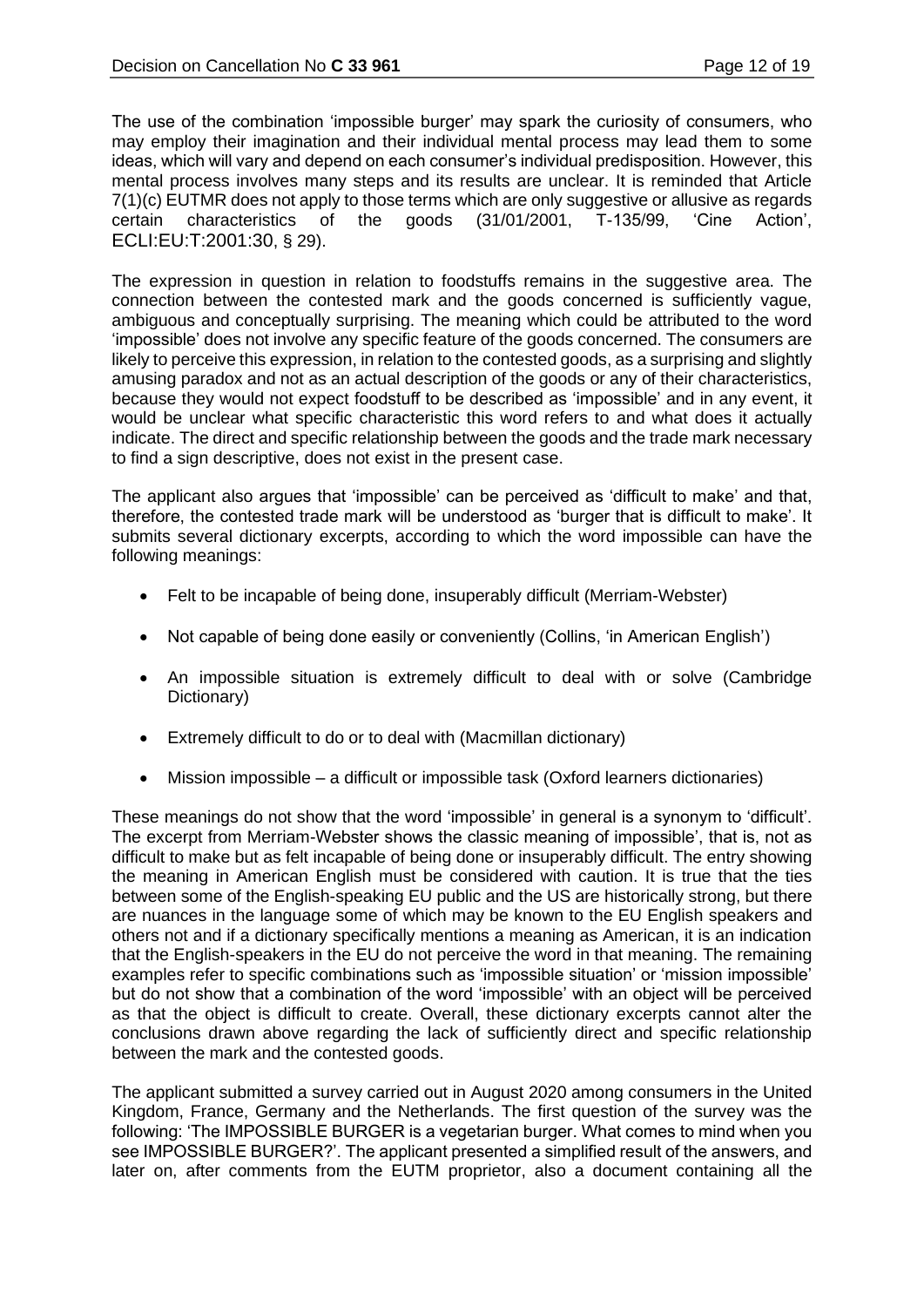The use of the combination 'impossible burger' may spark the curiosity of consumers, who may employ their imagination and their individual mental process may lead them to some ideas, which will vary and depend on each consumer's individual predisposition. However, this mental process involves many steps and its results are unclear. It is reminded that Article 7(1)(c) EUTMR does not apply to those terms which are only suggestive or allusive as regards certain characteristics of the goods (31/01/2001, T-135/99, 'Cine Action', ECLI:EU:T:2001:30, § 29).

The expression in question in relation to foodstuffs remains in the suggestive area. The connection between the contested mark and the goods concerned is sufficiently vague, ambiguous and conceptually surprising. The meaning which could be attributed to the word 'impossible' does not involve any specific feature of the goods concerned. The consumers are likely to perceive this expression, in relation to the contested goods, as a surprising and slightly amusing paradox and not as an actual description of the goods or any of their characteristics, because they would not expect foodstuff to be described as 'impossible' and in any event, it would be unclear what specific characteristic this word refers to and what does it actually indicate. The direct and specific relationship between the goods and the trade mark necessary to find a sign descriptive, does not exist in the present case.

The applicant also argues that 'impossible' can be perceived as 'difficult to make' and that, therefore, the contested trade mark will be understood as 'burger that is difficult to make'. It submits several dictionary excerpts, according to which the word impossible can have the following meanings:

- Felt to be incapable of being done, insuperably difficult (Merriam-Webster)
- Not capable of being done easily or conveniently (Collins, 'in American English')
- An impossible situation is extremely difficult to deal with or solve (Cambridge Dictionary)
- Extremely difficult to do or to deal with (Macmillan dictionary)
- Mission impossible – a difficult or impossible task (Oxford learners dictionaries)

These meanings do not show that the word 'impossible' in general is a synonym to 'difficult'. The excerpt from Merriam-Webster shows the classic meaning of impossible', that is, not as difficult to make but as felt incapable of being done or insuperably difficult. The entry showing the meaning in American English must be considered with caution. It is true that the ties between some of the English-speaking EU public and the US are historically strong, but there are nuances in the language some of which may be known to the EU English speakers and others not and if a dictionary specifically mentions a meaning as American, it is an indication that the English-speakers in the EU do not perceive the word in that meaning. The remaining examples refer to specific combinations such as 'impossible situation' or 'mission impossible' but do not show that a combination of the word 'impossible' with an object will be perceived as that the object is difficult to create. Overall, these dictionary excerpts cannot alter the conclusions drawn above regarding the lack of sufficiently direct and specific relationship between the mark and the contested goods.

The applicant submitted a survey carried out in August 2020 among consumers in the United Kingdom, France, Germany and the Netherlands. The first question of the survey was the following: 'The IMPOSSIBLE BURGER is a vegetarian burger. What comes to mind when you see IMPOSSIBLE BURGER?'. The applicant presented a simplified result of the answers, and later on, after comments from the EUTM proprietor, also a document containing all the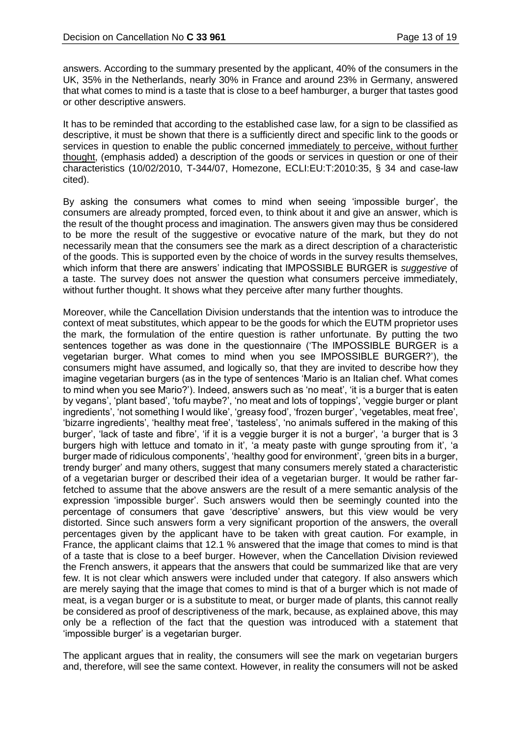answers. According to the summary presented by the applicant, 40% of the consumers in the UK, 35% in the Netherlands, nearly 30% in France and around 23% in Germany, answered that what comes to mind is a taste that is close to a beef hamburger, a burger that tastes good or other descriptive answers.

It has to be reminded that according to the established case law, for a sign to be classified as descriptive, it must be shown that there is a sufficiently direct and specific link to the goods or services in question to enable the public concerned <u>immediately to perceive, without further thought</u>, (emphasis added) a description of the goods or services in question or one of their characteristics (10/02/2010, T-344/07, Homezone, ECLI:EU:T:2010:35, § 34 and case-law cited).

By asking the consumers what comes to mind when seeing 'impossible burger', the consumers are already prompted, forced even, to think about it and give an answer, which is the result of the thought process and imagination. The answers given may thus be considered to be more the result of the suggestive or evocative nature of the mark, but they do not necessarily mean that the consumers see the mark as a direct description of a characteristic of the goods. This is supported even by the choice of words in the survey results themselves, which inform that there are answers' indicating that IMPOSSIBLE BURGER is *suggestive* of a taste. The survey does not answer the question what consumers perceive immediately, without further thought. It shows what they perceive after many further thoughts.

Moreover, while the Cancellation Division understands that the intention was to introduce the context of meat substitutes, which appear to be the goods for which the EUTM proprietor uses the mark, the formulation of the entire question is rather unfortunate. By putting the two sentences together as was done in the questionnaire ('The IMPOSSIBLE BURGER is a vegetarian burger. What comes to mind when you see IMPOSSIBLE BURGER?'), the consumers might have assumed, and logically so, that they are invited to describe how they imagine vegetarian burgers (as in the type of sentences 'Mario is an Italian chef. What comes to mind when you see Mario?'). Indeed, answers such as 'no meat', 'it is a burger that is eaten by vegans', 'plant based', 'tofu maybe?', 'no meat and lots of toppings', 'veggie burger or plant ingredients', 'not something I would like', 'greasy food', 'frozen burger', 'vegetables, meat free', 'bizarre ingredients', 'healthy meat free', 'tasteless', 'no animals suffered in the making of this burger', 'lack of taste and fibre', 'if it is a veggie burger it is not a burger', 'a burger that is 3 burgers high with lettuce and tomato in it', 'a meaty paste with gunge sprouting from it', 'a burger made of ridiculous components', 'healthy good for environment', 'green bits in a burger, trendy burger' and many others, suggest that many consumers merely stated a characteristic of a vegetarian burger or described their idea of a vegetarian burger. It would be rather far-fetched to assume that the above answers are the result of a mere semantic analysis of the expression 'impossible burger'. Such answers would then be seemingly counted into the percentage of consumers that gave 'descriptive' answers, but this view would be very distorted. Since such answers form a very significant proportion of the answers, the overall percentages given by the applicant have to be taken with great caution. For example, in France, the applicant claims that 12.1 % answered that the image that comes to mind is that of a taste that is close to a beef burger. However, when the Cancellation Division reviewed the French answers, it appears that the answers that could be summarized like that are very few. It is not clear which answers were included under that category. If also answers which are merely saying that the image that comes to mind is that of a burger which is not made of meat, is a vegan burger or is a substitute to meat, or burger made of plants, this cannot really be considered as proof of descriptiveness of the mark, because, as explained above, this may only be a reflection of the fact that the question was introduced with a statement that 'impossible burger' is a vegetarian burger.

The applicant argues that in reality, the consumers will see the mark on vegetarian burgers and, therefore, will see the same context. However, in reality the consumers will not be asked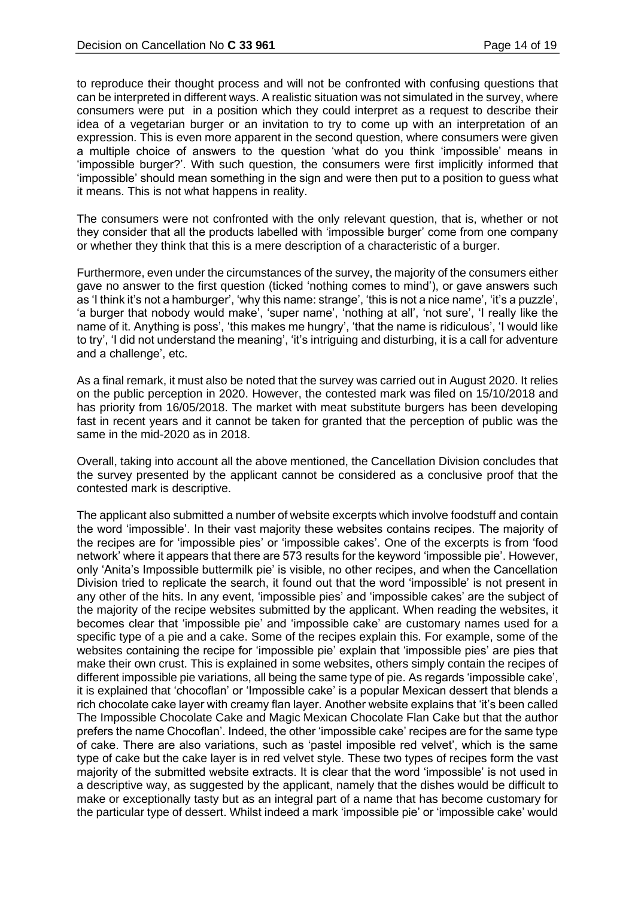to reproduce their thought process and will not be confronted with confusing questions that can be interpreted in different ways. A realistic situation was not simulated in the survey, where consumers were put in a position which they could interpret as a request to describe their idea of a vegetarian burger or an invitation to try to come up with an interpretation of an expression. This is even more apparent in the second question, where consumers were given a multiple choice of answers to the question 'what do you think 'impossible' means in 'impossible burger?'. With such question, the consumers were first implicitly informed that 'impossible' should mean something in the sign and were then put to a position to guess what it means. This is not what happens in reality.

The consumers were not confronted with the only relevant question, that is, whether or not they consider that all the products labelled with 'impossible burger' come from one company or whether they think that this is a mere description of a characteristic of a burger.

Furthermore, even under the circumstances of the survey, the majority of the consumers either gave no answer to the first question (ticked 'nothing comes to mind'), or gave answers such as 'I think it's not a hamburger', 'why this name: strange', 'this is not a nice name', 'it's a puzzle', 'a burger that nobody would make', 'super name', 'nothing at all', 'not sure', 'I really like the name of it. Anything is poss', 'this makes me hungry', 'that the name is ridiculous', 'I would like to try', 'I did not understand the meaning', 'it's intriguing and disturbing, it is a call for adventure and a challenge', etc.

As a final remark, it must also be noted that the survey was carried out in August 2020. It relies on the public perception in 2020. However, the contested mark was filed on 15/10/2018 and has priority from 16/05/2018. The market with meat substitute burgers has been developing fast in recent years and it cannot be taken for granted that the perception of public was the same in the mid-2020 as in 2018.

Overall, taking into account all the above mentioned, the Cancellation Division concludes that the survey presented by the applicant cannot be considered as a conclusive proof that the contested mark is descriptive.

The applicant also submitted a number of website excerpts which involve foodstuff and contain the word 'impossible'. In their vast majority these websites contains recipes. The majority of the recipes are for 'impossible pies' or 'impossible cakes'. One of the excerpts is from 'food network' where it appears that there are 573 results for the keyword 'impossible pie'. However, only 'Anita's Impossible buttermilk pie' is visible, no other recipes, and when the Cancellation Division tried to replicate the search, it found out that the word 'impossible' is not present in any other of the hits. In any event, 'impossible pies' and 'impossible cakes' are the subject of the majority of the recipe websites submitted by the applicant. When reading the websites, it becomes clear that 'impossible pie' and 'impossible cake' are customary names used for a specific type of a pie and a cake. Some of the recipes explain this. For example, some of the websites containing the recipe for 'impossible pie' explain that 'impossible pies' are pies that make their own crust. This is explained in some websites, others simply contain the recipes of different impossible pie variations, all being the same type of pie. As regards 'impossible cake', it is explained that 'chocoflan' or 'Impossible cake' is a popular Mexican dessert that blends a rich chocolate cake layer with creamy flan layer. Another website explains that 'it's been called The Impossible Chocolate Cake and Magic Mexican Chocolate Flan Cake but that the author prefers the name Chocoflan'. Indeed, the other 'impossible cake' recipes are for the same type of cake. There are also variations, such as 'pastel imposible red velvet', which is the same type of cake but the cake layer is in red velvet style. These two types of recipes form the vast majority of the submitted website extracts. It is clear that the word 'impossible' is not used in a descriptive way, as suggested by the applicant, namely that the dishes would be difficult to make or exceptionally tasty but as an integral part of a name that has become customary for the particular type of dessert. Whilst indeed a mark 'impossible pie' or 'impossible cake' would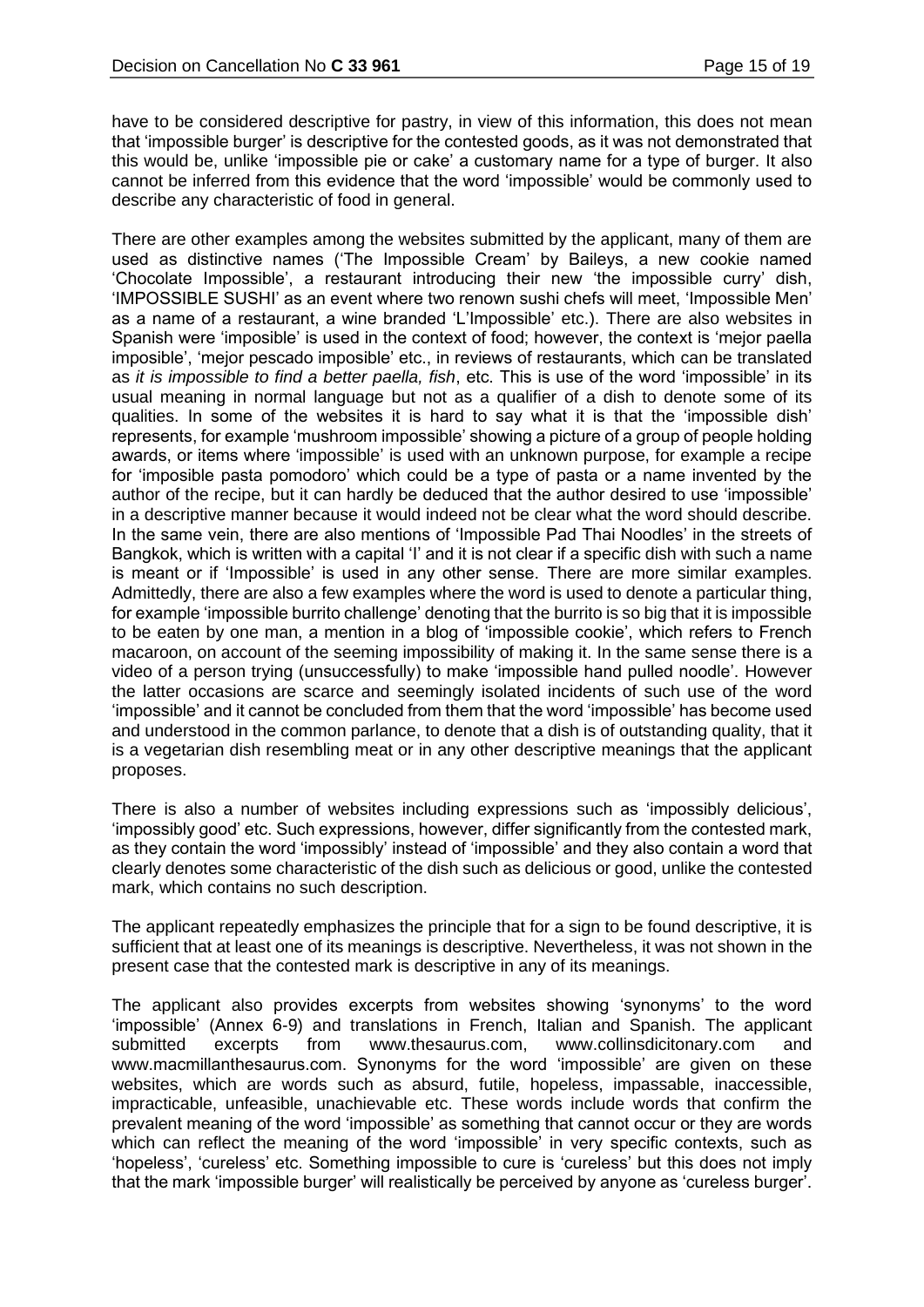have to be considered descriptive for pastry, in view of this information, this does not mean that 'impossible burger' is descriptive for the contested goods, as it was not demonstrated that this would be, unlike 'impossible pie or cake' a customary name for a type of burger. It also cannot be inferred from this evidence that the word 'impossible' would be commonly used to describe any characteristic of food in general.

There are other examples among the websites submitted by the applicant, many of them are used as distinctive names ('The Impossible Cream' by Baileys, a new cookie named 'Chocolate Impossible', a restaurant introducing their new 'the impossible curry' dish, 'IMPOSSIBLE SUSHI' as an event where two renown sushi chefs will meet, 'Impossible Men' as a name of a restaurant, a wine branded 'L'Impossible' etc.). There are also websites in Spanish were 'imposible' is used in the context of food; however, the context is 'mejor paella imposible', 'mejor pescado imposible' etc., in reviews of restaurants, which can be translated as *it is impossible to find a better paella, fish*, etc. This is use of the word 'impossible' in its usual meaning in normal language but not as a qualifier of a dish to denote some of its qualities. In some of the websites it is hard to say what it is that the 'impossible dish' represents, for example 'mushroom impossible' showing a picture of a group of people holding awards, or items where 'impossible' is used with an unknown purpose, for example a recipe for 'imposible pasta pomodoro' which could be a type of pasta or a name invented by the author of the recipe, but it can hardly be deduced that the author desired to use 'impossible' in a descriptive manner because it would indeed not be clear what the word should describe. In the same vein, there are also mentions of 'Impossible Pad Thai Noodles' in the streets of Bangkok, which is written with a capital 'I' and it is not clear if a specific dish with such a name is meant or if 'Impossible' is used in any other sense. There are more similar examples. Admittedly, there are also a few examples where the word is used to denote a particular thing, for example 'impossible burrito challenge' denoting that the burrito is so big that it is impossible to be eaten by one man, a mention in a blog of 'impossible cookie', which refers to French macaroon, on account of the seeming impossibility of making it. In the same sense there is a video of a person trying (unsuccessfully) to make 'impossible hand pulled noodle'. However the latter occasions are scarce and seemingly isolated incidents of such use of the word 'impossible' and it cannot be concluded from them that the word 'impossible' has become used and understood in the common parlance, to denote that a dish is of outstanding quality, that it is a vegetarian dish resembling meat or in any other descriptive meanings that the applicant proposes.

There is also a number of websites including expressions such as 'impossibly delicious', 'impossibly good' etc. Such expressions, however, differ significantly from the contested mark, as they contain the word 'impossibly' instead of 'impossible' and they also contain a word that clearly denotes some characteristic of the dish such as delicious or good, unlike the contested mark, which contains no such description.

The applicant repeatedly emphasizes the principle that for a sign to be found descriptive, it is sufficient that at least one of its meanings is descriptive. Nevertheless, it was not shown in the present case that the contested mark is descriptive in any of its meanings.

The applicant also provides excerpts from websites showing 'synonyms' to the word 'impossible' (Annex 6-9) and translations in French, Italian and Spanish. The applicant submitted excerpts from www.thesaurus.com, www.collinsdicitonary.com and www.macmillanthesaurus.com. Synonyms for the word 'impossible' are given on these websites, which are words such as absurd, futile, hopeless, impassable, inaccessible, impracticable, unfeasible, unachievable etc. These words include words that confirm the prevalent meaning of the word 'impossible' as something that cannot occur or they are words which can reflect the meaning of the word 'impossible' in very specific contexts, such as 'hopeless', 'cureless' etc. Something impossible to cure is 'cureless' but this does not imply that the mark 'impossible burger' will realistically be perceived by anyone as 'cureless burger'.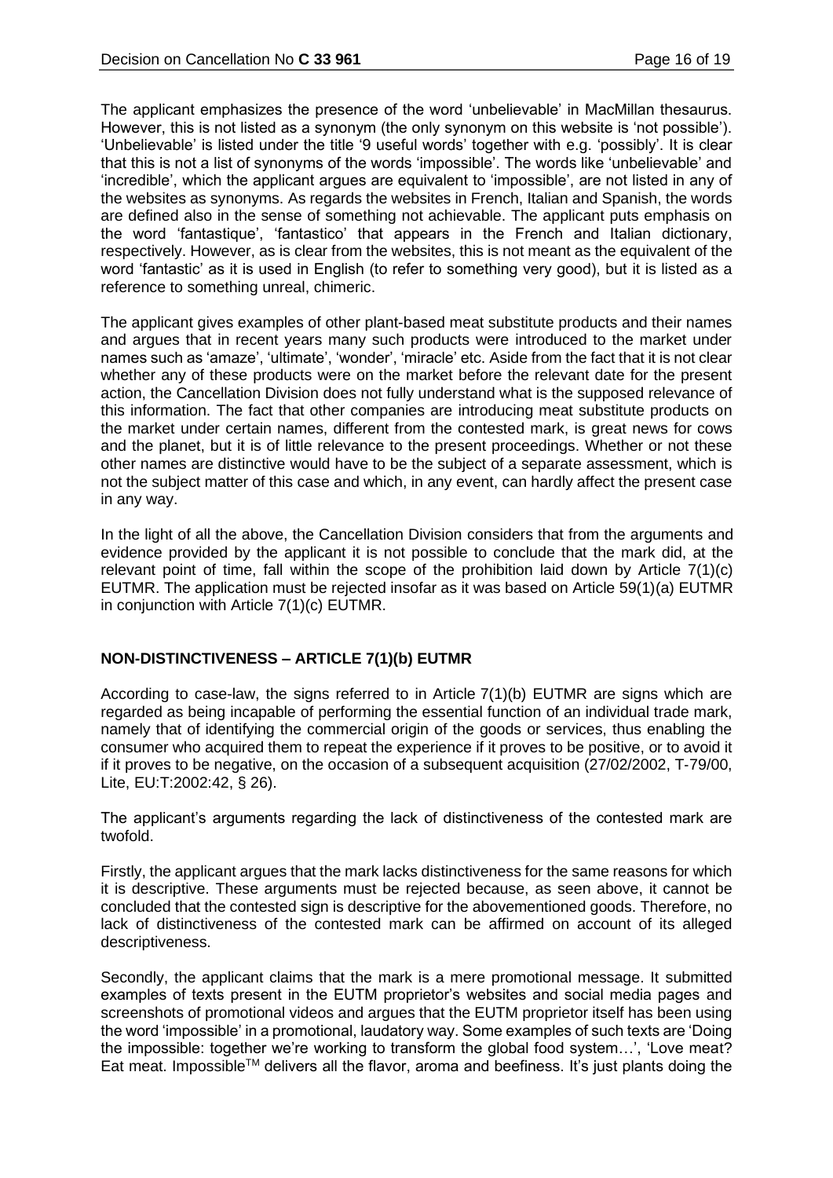The applicant emphasizes the presence of the word 'unbelievable' in MacMillan thesaurus. However, this is not listed as a synonym (the only synonym on this website is 'not possible'). 'Unbelievable' is listed under the title '9 useful words' together with e.g. 'possibly'. It is clear that this is not a list of synonyms of the words 'impossible'. The words like 'unbelievable' and 'incredible', which the applicant argues are equivalent to 'impossible', are not listed in any of the websites as synonyms. As regards the websites in French, Italian and Spanish, the words are defined also in the sense of something not achievable. The applicant puts emphasis on the word 'fantastique', 'fantastico' that appears in the French and Italian dictionary, respectively. However, as is clear from the websites, this is not meant as the equivalent of the word 'fantastic' as it is used in English (to refer to something very good), but it is listed as a reference to something unreal, chimeric.

The applicant gives examples of other plant-based meat substitute products and their names and argues that in recent years many such products were introduced to the market under names such as 'amaze', 'ultimate', 'wonder', 'miracle' etc. Aside from the fact that it is not clear whether any of these products were on the market before the relevant date for the present action, the Cancellation Division does not fully understand what is the supposed relevance of this information. The fact that other companies are introducing meat substitute products on the market under certain names, different from the contested mark, is great news for cows and the planet, but it is of little relevance to the present proceedings. Whether or not these other names are distinctive would have to be the subject of a separate assessment, which is not the subject matter of this case and which, in any event, can hardly affect the present case in any way.

In the light of all the above, the Cancellation Division considers that from the arguments and evidence provided by the applicant it is not possible to conclude that the mark did, at the relevant point of time, fall within the scope of the prohibition laid down by Article 7(1)(c) EUTMR. The application must be rejected insofar as it was based on Article 59(1)(a) EUTMR in conjunction with Article 7(1)(c) EUTMR.

## NON-DISTINCTIVENESS – ARTICLE 7(1)(b) EUTMR

According to case-law, the signs referred to in Article 7(1)(b) EUTMR are signs which are regarded as being incapable of performing the essential function of an individual trade mark, namely that of identifying the commercial origin of the goods or services, thus enabling the consumer who acquired them to repeat the experience if it proves to be positive, or to avoid it if it proves to be negative, on the occasion of a subsequent acquisition (27/02/2002, T-79/00, Lite, EU:T:2002:42, § 26).

The applicant's arguments regarding the lack of distinctiveness of the contested mark are twofold.

Firstly, the applicant argues that the mark lacks distinctiveness for the same reasons for which it is descriptive. These arguments must be rejected because, as seen above, it cannot be concluded that the contested sign is descriptive for the abovementioned goods. Therefore, no lack of distinctiveness of the contested mark can be affirmed on account of its alleged descriptiveness.

Secondly, the applicant claims that the mark is a mere promotional message. It submitted examples of texts present in the EUTM proprietor's websites and social media pages and screenshots of promotional videos and argues that the EUTM proprietor itself has been using the word 'impossible' in a promotional, laudatory way. Some examples of such texts are 'Doing the impossible: together we're working to transform the global food system…', 'Love meat? Eat meat. Impossible™ delivers all the flavor, aroma and beefiness. It's just plants doing the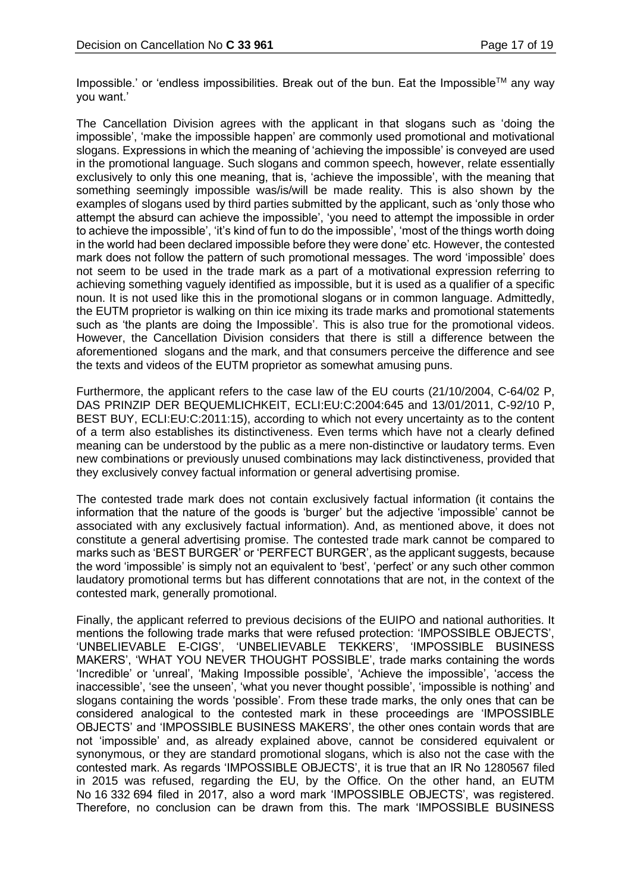Impossible.' or 'endless impossibilities. Break out of the bun. Eat the Impossible™ any way you want.'

The Cancellation Division agrees with the applicant in that slogans such as 'doing the impossible', 'make the impossible happen' are commonly used promotional and motivational slogans. Expressions in which the meaning of 'achieving the impossible' is conveyed are used in the promotional language. Such slogans and common speech, however, relate essentially exclusively to only this one meaning, that is, 'achieve the impossible', with the meaning that something seemingly impossible was/is/will be made reality. This is also shown by the examples of slogans used by third parties submitted by the applicant, such as 'only those who attempt the absurd can achieve the impossible', 'you need to attempt the impossible in order to achieve the impossible', 'it's kind of fun to do the impossible', 'most of the things worth doing in the world had been declared impossible before they were done' etc. However, the contested mark does not follow the pattern of such promotional messages. The word 'impossible' does not seem to be used in the trade mark as a part of a motivational expression referring to achieving something vaguely identified as impossible, but it is used as a qualifier of a specific noun. It is not used like this in the promotional slogans or in common language. Admittedly, the EUTM proprietor is walking on thin ice mixing its trade marks and promotional statements such as 'the plants are doing the Impossible'. This is also true for the promotional videos. However, the Cancellation Division considers that there is still a difference between the aforementioned slogans and the mark, and that consumers perceive the difference and see the texts and videos of the EUTM proprietor as somewhat amusing puns.

Furthermore, the applicant refers to the case law of the EU courts (21/10/2004, C-64/02 P, DAS PRINZIP DER BEQUEMLICHKEIT, ECLI:EU:C:2004:645 and 13/01/2011, C-92/10 P, BEST BUY, ECLI:EU:C:2011:15), according to which not every uncertainty as to the content of a term also establishes its distinctiveness. Even terms which have not a clearly defined meaning can be understood by the public as a mere non-distinctive or laudatory terms. Even new combinations or previously unused combinations may lack distinctiveness, provided that they exclusively convey factual information or general advertising promise.

The contested trade mark does not contain exclusively factual information (it contains the information that the nature of the goods is 'burger' but the adjective 'impossible' cannot be associated with any exclusively factual information). And, as mentioned above, it does not constitute a general advertising promise. The contested trade mark cannot be compared to marks such as 'BEST BURGER' or 'PERFECT BURGER', as the applicant suggests, because the word 'impossible' is simply not an equivalent to 'best', 'perfect' or any such other common laudatory promotional terms but has different connotations that are not, in the context of the contested mark, generally promotional.

Finally, the applicant referred to previous decisions of the EUIPO and national authorities. It mentions the following trade marks that were refused protection: 'IMPOSSIBLE OBJECTS', 'UNBELIEVABLE E-CIGS', 'UNBELIEVABLE TEKKERS', 'IMPOSSIBLE BUSINESS MAKERS', 'WHAT YOU NEVER THOUGHT POSSIBLE', trade marks containing the words 'Incredible' or 'unreal', 'Making Impossible possible', 'Achieve the impossible', 'access the inaccessible', 'see the unseen', 'what you never thought possible', 'impossible is nothing' and slogans containing the words 'possible'. From these trade marks, the only ones that can be considered analogical to the contested mark in these proceedings are 'IMPOSSIBLE OBJECTS' and 'IMPOSSIBLE BUSINESS MAKERS', the other ones contain words that are not 'impossible' and, as already explained above, cannot be considered equivalent or synonymous, or they are standard promotional slogans, which is also not the case with the contested mark. As regards 'IMPOSSIBLE OBJECTS', it is true that an IR No 1280567 filed in 2015 was refused, regarding the EU, by the Office. On the other hand, an EUTM No 16 332 694 filed in 2017, also a word mark 'IMPOSSIBLE OBJECTS', was registered. Therefore, no conclusion can be drawn from this. The mark 'IMPOSSIBLE BUSINESS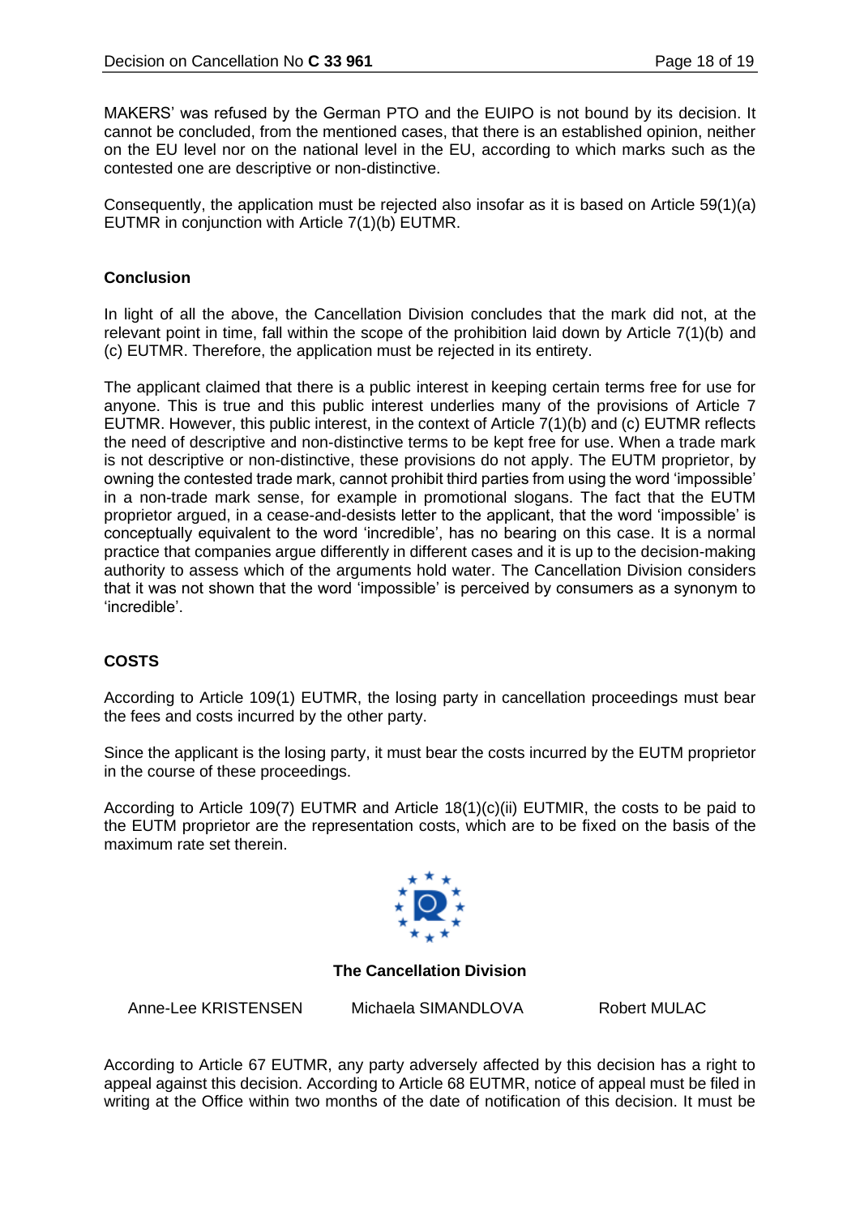MAKERS' was refused by the German PTO and the EUIPO is not bound by its decision. It cannot be concluded, from the mentioned cases, that there is an established opinion, neither on the EU level nor on the national level in the EU, according to which marks such as the contested one are descriptive or non-distinctive.

Consequently, the application must be rejected also insofar as it is based on Article 59(1)(a) EUTMR in conjunction with Article 7(1)(b) EUTMR.

**Conclusion**

In light of all the above, the Cancellation Division concludes that the mark did not, at the relevant point in time, fall within the scope of the prohibition laid down by Article 7(1)(b) and (c) EUTMR. Therefore, the application must be rejected in its entirety.

The applicant claimed that there is a public interest in keeping certain terms free for use for anyone. This is true and this public interest underlies many of the provisions of Article 7 EUTMR. However, this public interest, in the context of Article 7(1)(b) and (c) EUTMR reflects the need of descriptive and non-distinctive terms to be kept free for use. When a trade mark is not descriptive or non-distinctive, these provisions do not apply. The EUTM proprietor, by owning the contested trade mark, cannot prohibit third parties from using the word 'impossible' in a non-trade mark sense, for example in promotional slogans. The fact that the EUTM proprietor argued, in a cease-and-desists letter to the applicant, that the word 'impossible' is conceptually equivalent to the word 'incredible', has no bearing on this case. It is a normal practice that companies argue differently in different cases and it is up to the decision-making authority to assess which of the arguments hold water. The Cancellation Division considers that it was not shown that the word 'impossible' is perceived by consumers as a synonym to 'incredible'.

**COSTS**

According to Article 109(1) EUTMR, the losing party in cancellation proceedings must bear the fees and costs incurred by the other party.

Since the applicant is the losing party, it must bear the costs incurred by the EUTM proprietor in the course of these proceedings.

According to Article 109(7) EUTMR and Article 18(1)(c)(ii) EUTMIR, the costs to be paid to the EUTM proprietor are the representation costs, which are to be fixed on the basis of the maximum rate set therein.

**The Cancellation Division**

| Anne-Lee KRISTENSEN | Michaela SIMANDLOVA | Robert MULAC |
|---|---|---|

According to Article 67 EUTMR, any party adversely affected by this decision has a right to appeal against this decision. According to Article 68 EUTMR, notice of appeal must be filed in writing at the Office within two months of the date of notification of this decision. It must be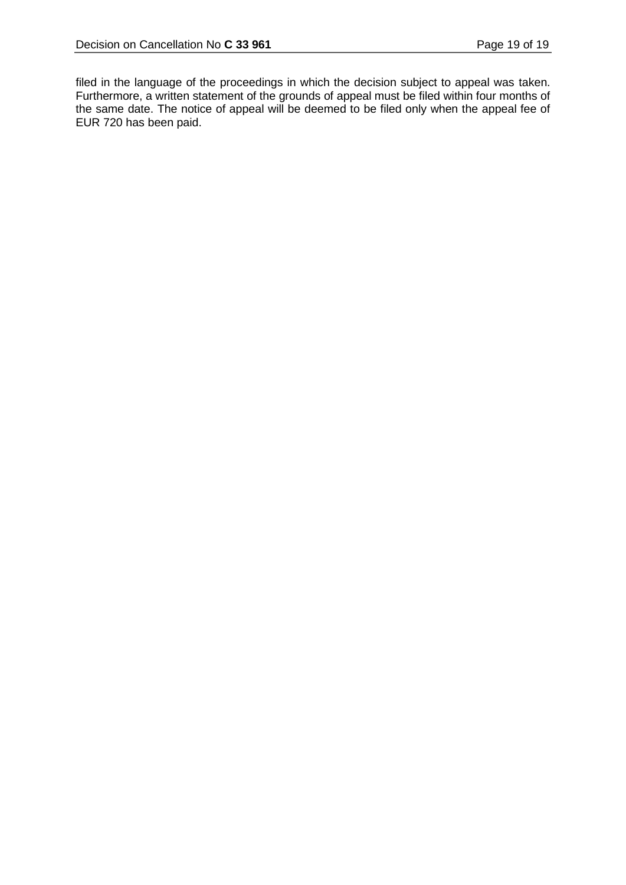filed in the language of the proceedings in which the decision subject to appeal was taken. Furthermore, a written statement of the grounds of appeal must be filed within four months of the same date. The notice of appeal will be deemed to be filed only when the appeal fee of EUR 720 has been paid.